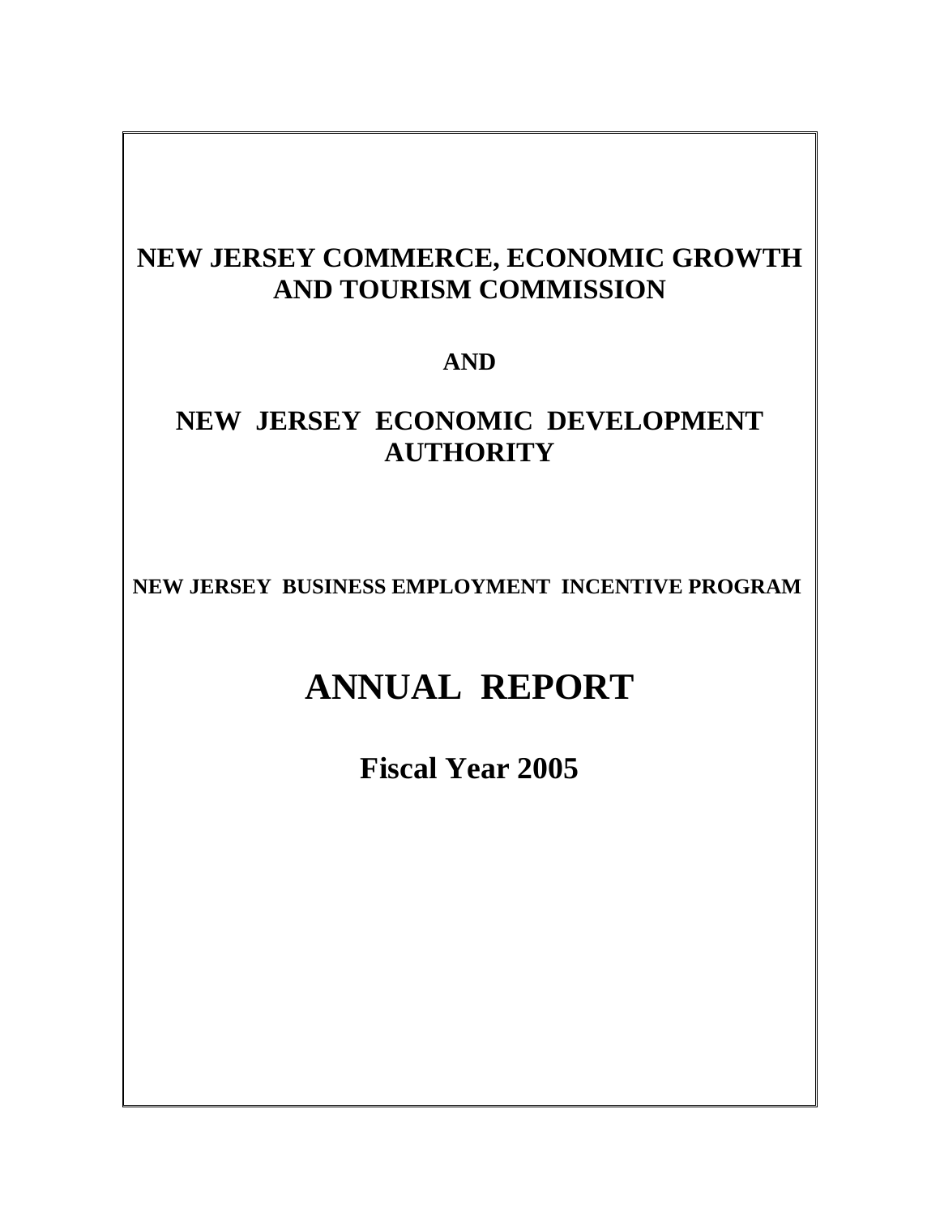# NEW JERSEY COMMERCE, ECONOMIC GROWTH AND TOURISM COMMISSION

**AND**

# NEW JERSEY ECONOMIC DEVELOPMENT AUTHORITY

**NEW JERSEY BUSINESS EMPLOYMENT INCENTIVE PROGRAM**

# ANNUAL REPORT

## Fiscal Year 2005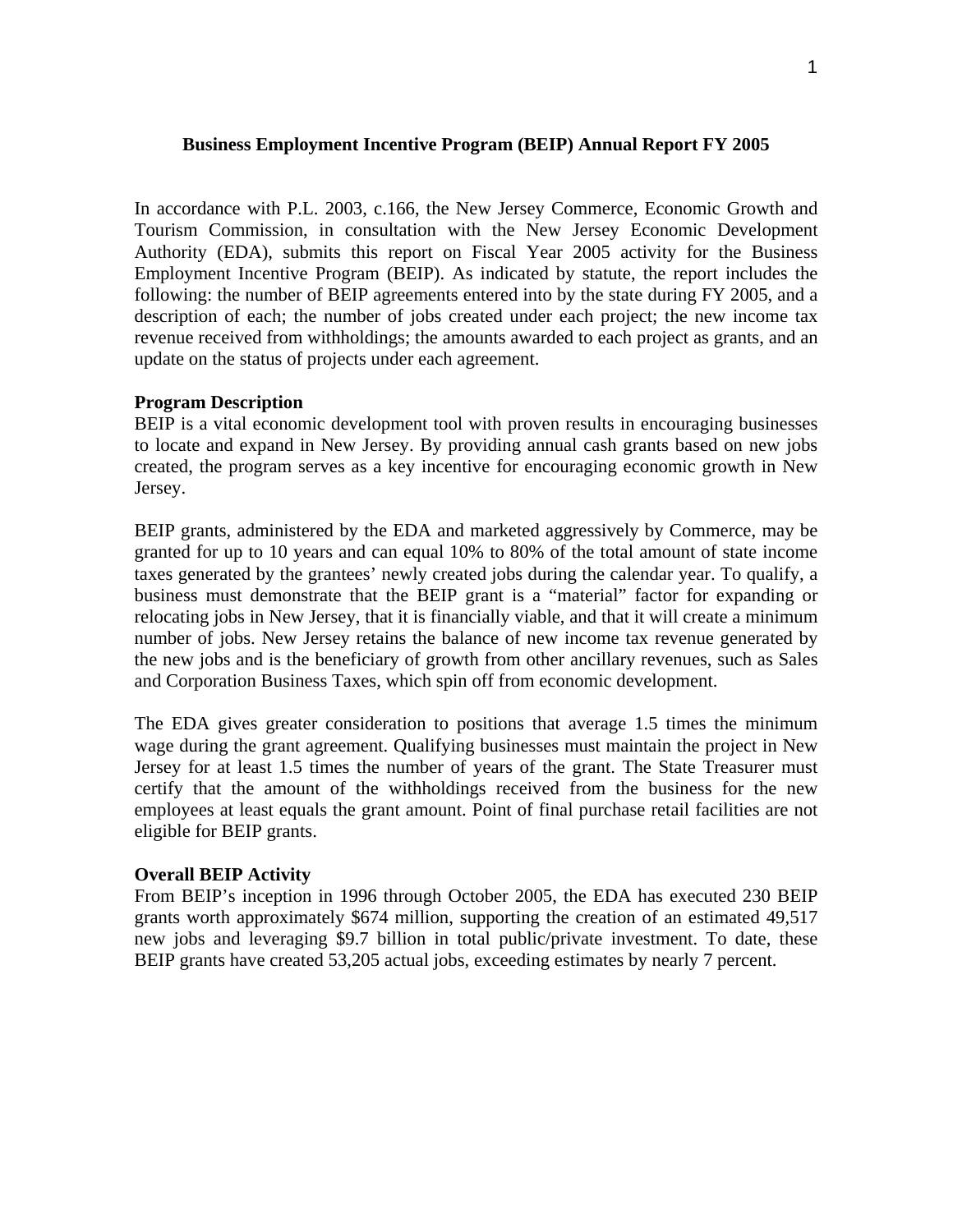**Business Employment Incentive Program (BEIP) Annual Report FY 2005**

In accordance with P.L. 2003, c.166, the New Jersey Commerce, Economic Growth and Tourism Commission, in consultation with the New Jersey Economic Development Authority (EDA), submits this report on Fiscal Year 2005 activity for the Business Employment Incentive Program (BEIP). As indicated by statute, the report includes the following: the number of BEIP agreements entered into by the state during FY 2005, and a description of each; the number of jobs created under each project; the new income tax revenue received from withholdings; the amounts awarded to each project as grants, and an update on the status of projects under each agreement.

**Program Description**

BEIP is a vital economic development tool with proven results in encouraging businesses to locate and expand in New Jersey. By providing annual cash grants based on new jobs created, the program serves as a key incentive for encouraging economic growth in New Jersey.

BEIP grants, administered by the EDA and marketed aggressively by Commerce, may be granted for up to 10 years and can equal 10% to 80% of the total amount of state income taxes generated by the grantees' newly created jobs during the calendar year. To qualify, a business must demonstrate that the BEIP grant is a "material" factor for expanding or relocating jobs in New Jersey, that it is financially viable, and that it will create a minimum number of jobs. New Jersey retains the balance of new income tax revenue generated by the new jobs and is the beneficiary of growth from other ancillary revenues, such as Sales and Corporation Business Taxes, which spin off from economic development.

The EDA gives greater consideration to positions that average 1.5 times the minimum wage during the grant agreement. Qualifying businesses must maintain the project in New Jersey for at least 1.5 times the number of years of the grant. The State Treasurer must certify that the amount of the withholdings received from the business for the new employees at least equals the grant amount. Point of final purchase retail facilities are not eligible for BEIP grants.

**Overall BEIP Activity**

From BEIP's inception in 1996 through October 2005, the EDA has executed 230 BEIP grants worth approximately $674 million, supporting the creation of an estimated 49,517 new jobs and leveraging $9.7 billion in total public/private investment. To date, these BEIP grants have created 53,205 actual jobs, exceeding estimates by nearly 7 percent.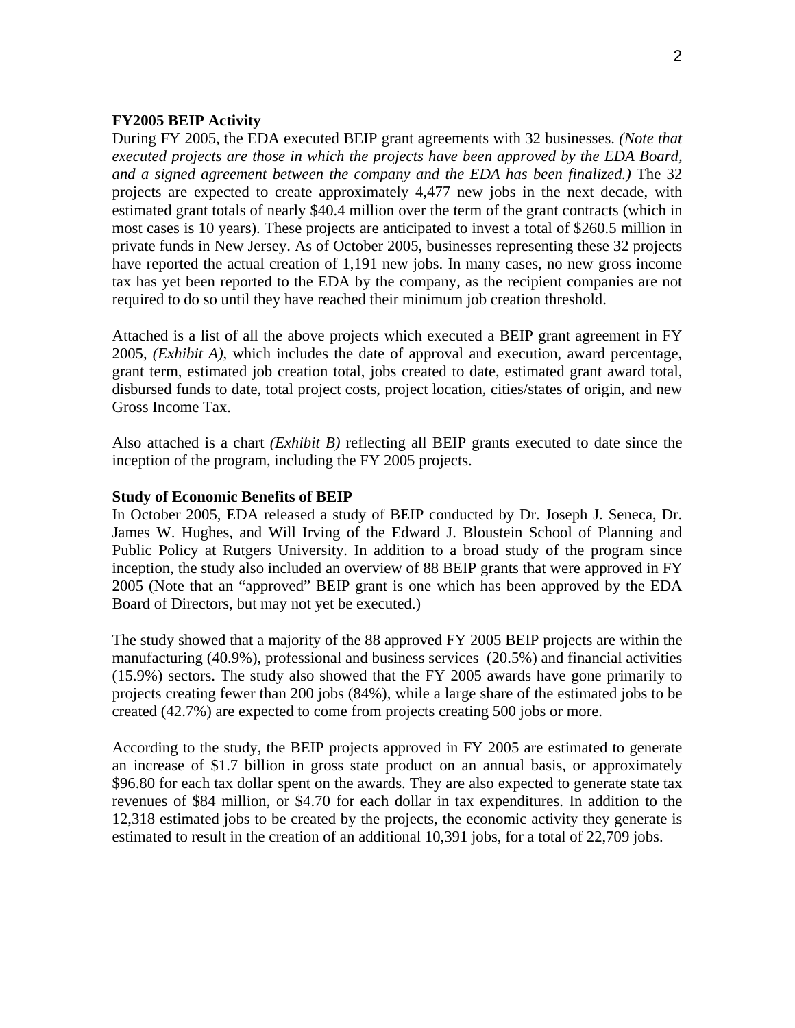**FY2005 BEIP Activity**

During FY 2005, the EDA executed BEIP grant agreements with 32 businesses. *(Note that executed projects are those in which the projects have been approved by the EDA Board, and a signed agreement between the company and the EDA has been finalized.)* The 32 projects are expected to create approximately 4,477 new jobs in the next decade, with estimated grant totals of nearly $40.4 million over the term of the grant contracts (which in most cases is 10 years). These projects are anticipated to invest a total of $260.5 million in private funds in New Jersey. As of October 2005, businesses representing these 32 projects have reported the actual creation of 1,191 new jobs. In many cases, no new gross income tax has yet been reported to the EDA by the company, as the recipient companies are not required to do so until they have reached their minimum job creation threshold.

Attached is a list of all the above projects which executed a BEIP grant agreement in FY 2005, *(Exhibit A)*, which includes the date of approval and execution, award percentage, grant term, estimated job creation total, jobs created to date, estimated grant award total, disbursed funds to date, total project costs, project location, cities/states of origin, and new Gross Income Tax.

Also attached is a chart *(Exhibit B)* reflecting all BEIP grants executed to date since the inception of the program, including the FY 2005 projects.

**Study of Economic Benefits of BEIP**

In October 2005, EDA released a study of BEIP conducted by Dr. Joseph J. Seneca, Dr. James W. Hughes, and Will Irving of the Edward J. Bloustein School of Planning and Public Policy at Rutgers University. In addition to a broad study of the program since inception, the study also included an overview of 88 BEIP grants that were approved in FY 2005 (Note that an "approved" BEIP grant is one which has been approved by the EDA Board of Directors, but may not yet be executed.)

The study showed that a majority of the 88 approved FY 2005 BEIP projects are within the manufacturing (40.9%), professional and business services (20.5%) and financial activities (15.9%) sectors. The study also showed that the FY 2005 awards have gone primarily to projects creating fewer than 200 jobs (84%), while a large share of the estimated jobs to be created (42.7%) are expected to come from projects creating 500 jobs or more.

According to the study, the BEIP projects approved in FY 2005 are estimated to generate an increase of $1.7 billion in gross state product on an annual basis, or approximately $96.80 for each tax dollar spent on the awards. They are also expected to generate state tax revenues of $84 million, or $4.70 for each dollar in tax expenditures. In addition to the 12,318 estimated jobs to be created by the projects, the economic activity they generate is estimated to result in the creation of an additional 10,391 jobs, for a total of 22,709 jobs.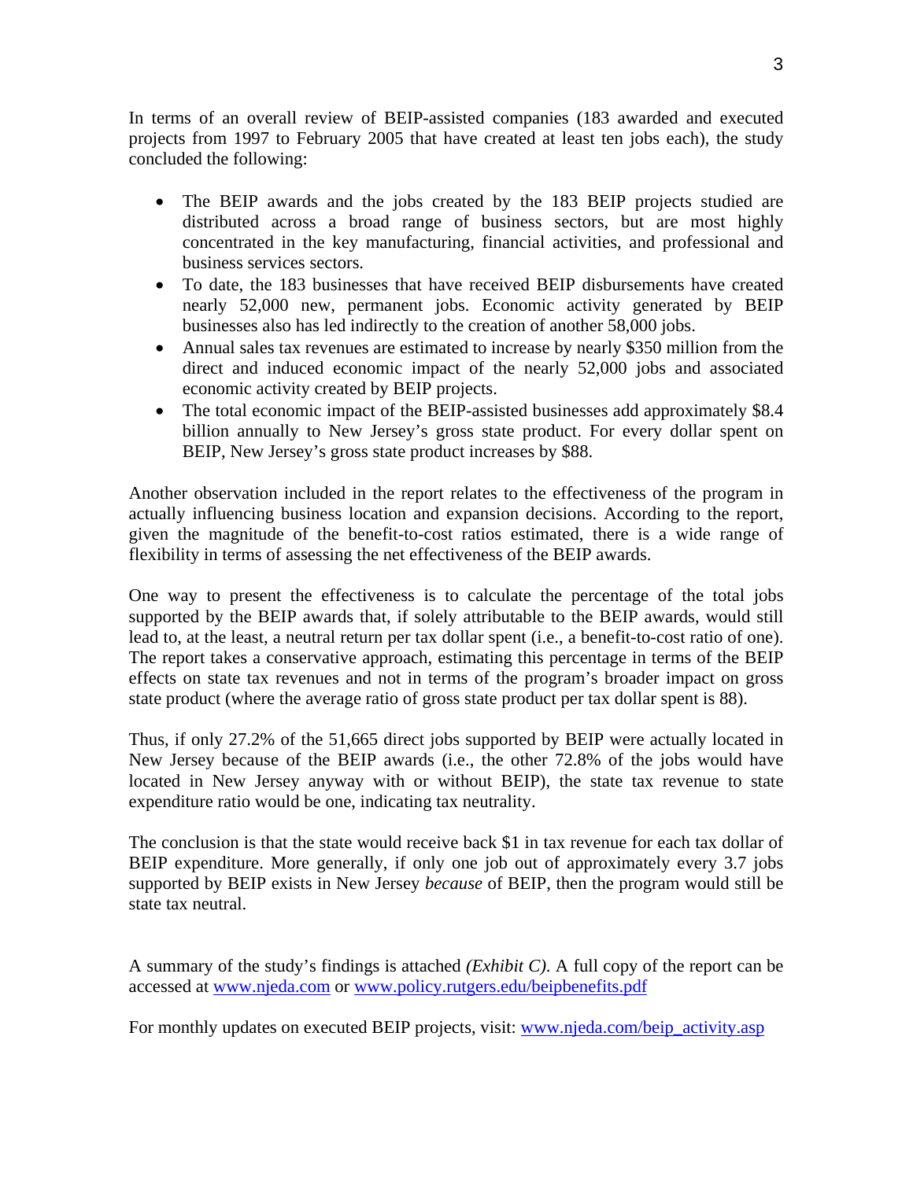In terms of an overall review of BEIP-assisted companies (183 awarded and executed projects from 1997 to February 2005 that have created at least ten jobs each), the study concluded the following:

- The BEIP awards and the jobs created by the 183 BEIP projects studied are distributed across a broad range of business sectors, but are most highly concentrated in the key manufacturing, financial activities, and professional and business services sectors.
- To date, the 183 businesses that have received BEIP disbursements have created nearly 52,000 new, permanent jobs. Economic activity generated by BEIP businesses also has led indirectly to the creation of another 58,000 jobs.
- Annual sales tax revenues are estimated to increase by nearly $350 million from the direct and induced economic impact of the nearly 52,000 jobs and associated economic activity created by BEIP projects.
- The total economic impact of the BEIP-assisted businesses add approximately $8.4 billion annually to New Jersey's gross state product. For every dollar spent on BEIP, New Jersey's gross state product increases by $88.

Another observation included in the report relates to the effectiveness of the program in actually influencing business location and expansion decisions. According to the report, given the magnitude of the benefit-to-cost ratios estimated, there is a wide range of flexibility in terms of assessing the net effectiveness of the BEIP awards.

One way to present the effectiveness is to calculate the percentage of the total jobs supported by the BEIP awards that, if solely attributable to the BEIP awards, would still lead to, at the least, a neutral return per tax dollar spent (i.e., a benefit-to-cost ratio of one). The report takes a conservative approach, estimating this percentage in terms of the BEIP effects on state tax revenues and not in terms of the program's broader impact on gross state product (where the average ratio of gross state product per tax dollar spent is 88).

Thus, if only 27.2% of the 51,665 direct jobs supported by BEIP were actually located in New Jersey because of the BEIP awards (i.e., the other 72.8% of the jobs would have located in New Jersey anyway with or without BEIP), the state tax revenue to state expenditure ratio would be one, indicating tax neutrality.

The conclusion is that the state would receive back $1 in tax revenue for each tax dollar of BEIP expenditure. More generally, if only one job out of approximately every 3.7 jobs supported by BEIP exists in New Jersey *because* of BEIP, then the program would still be state tax neutral.

A summary of the study's findings is attached *(Exhibit C)*. A full copy of the report can be accessed at [www.njeda.com](www.njeda.com) or [www.policy.rutgers.edu/beipbenefits.pdf](www.policy.rutgers.edu/beipbenefits.pdf)

For monthly updates on executed BEIP projects, visit: [www.njeda.com/beip_activity.asp](www.njeda.com/beip_activity.asp)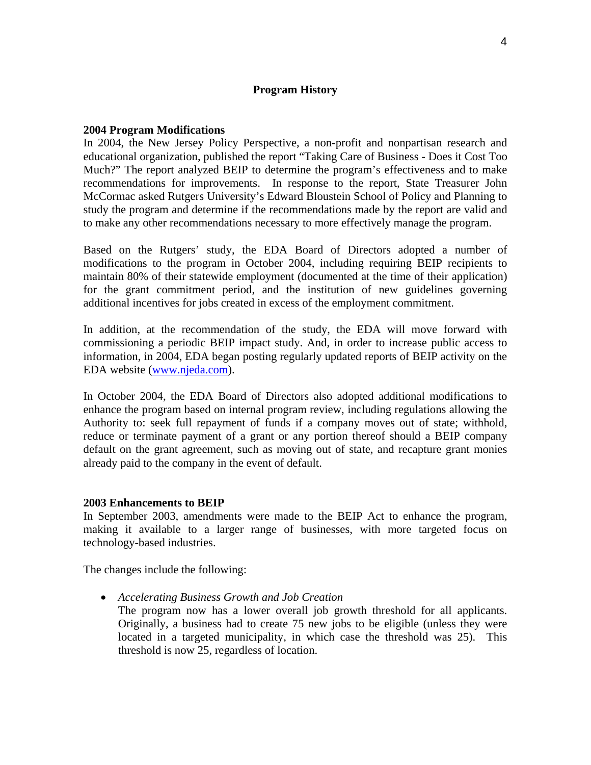## Program History

### 2004 Program Modifications

In 2004, the New Jersey Policy Perspective, a non-profit and nonpartisan research and educational organization, published the report "Taking Care of Business - Does it Cost Too Much?" The report analyzed BEIP to determine the program's effectiveness and to make recommendations for improvements. In response to the report, State Treasurer John McCormac asked Rutgers University's Edward Bloustein School of Policy and Planning to study the program and determine if the recommendations made by the report are valid and to make any other recommendations necessary to more effectively manage the program.

Based on the Rutgers' study, the EDA Board of Directors adopted a number of modifications to the program in October 2004, including requiring BEIP recipients to maintain 80% of their statewide employment (documented at the time of their application) for the grant commitment period, and the institution of new guidelines governing additional incentives for jobs created in excess of the employment commitment.

In addition, at the recommendation of the study, the EDA will move forward with commissioning a periodic BEIP impact study. And, in order to increase public access to information, in 2004, EDA began posting regularly updated reports of BEIP activity on the EDA website (www.njeda.com).

In October 2004, the EDA Board of Directors also adopted additional modifications to enhance the program based on internal program review, including regulations allowing the Authority to: seek full repayment of funds if a company moves out of state; withhold, reduce or terminate payment of a grant or any portion thereof should a BEIP company default on the grant agreement, such as moving out of state, and recapture grant monies already paid to the company in the event of default.

### 2003 Enhancements to BEIP

In September 2003, amendments were made to the BEIP Act to enhance the program, making it available to a larger range of businesses, with more targeted focus on technology-based industries.

The changes include the following:

- *Accelerating Business Growth and Job Creation*
  The program now has a lower overall job growth threshold for all applicants. Originally, a business had to create 75 new jobs to be eligible (unless they were located in a targeted municipality, in which case the threshold was 25). This threshold is now 25, regardless of location.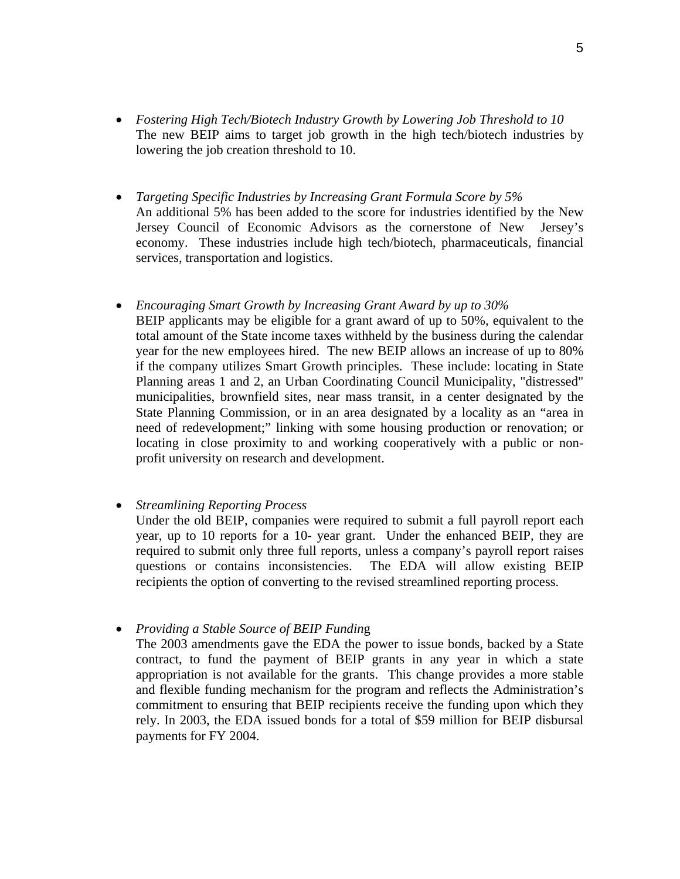- *Fostering High Tech/Biotech Industry Growth by Lowering Job Threshold to 10*
  The new BEIP aims to target job growth in the high tech/biotech industries by lowering the job creation threshold to 10.

- *Targeting Specific Industries by Increasing Grant Formula Score by 5%*
  An additional 5% has been added to the score for industries identified by the New Jersey Council of Economic Advisors as the cornerstone of New Jersey's economy. These industries include high tech/biotech, pharmaceuticals, financial services, transportation and logistics.

- *Encouraging Smart Growth by Increasing Grant Award by up to 30%*
  BEIP applicants may be eligible for a grant award of up to 50%, equivalent to the total amount of the State income taxes withheld by the business during the calendar year for the new employees hired. The new BEIP allows an increase of up to 80% if the company utilizes Smart Growth principles. These include: locating in State Planning areas 1 and 2, an Urban Coordinating Council Municipality, "distressed" municipalities, brownfield sites, near mass transit, in a center designated by the State Planning Commission, or in an area designated by a locality as an "area in need of redevelopment;" linking with some housing production or renovation; or locating in close proximity to and working cooperatively with a public or non-profit university on research and development.

- *Streamlining Reporting Process*
  Under the old BEIP, companies were required to submit a full payroll report each year, up to 10 reports for a 10- year grant. Under the enhanced BEIP, they are required to submit only three full reports, unless a company's payroll report raises questions or contains inconsistencies. The EDA will allow existing BEIP recipients the option of converting to the revised streamlined reporting process.

- *Providing a Stable Source of BEIP Funding*
  The 2003 amendments gave the EDA the power to issue bonds, backed by a State contract, to fund the payment of BEIP grants in any year in which a state appropriation is not available for the grants. This change provides a more stable and flexible funding mechanism for the program and reflects the Administration's commitment to ensuring that BEIP recipients receive the funding upon which they rely. In 2003, the EDA issued bonds for a total of $59 million for BEIP disbursal payments for FY 2004.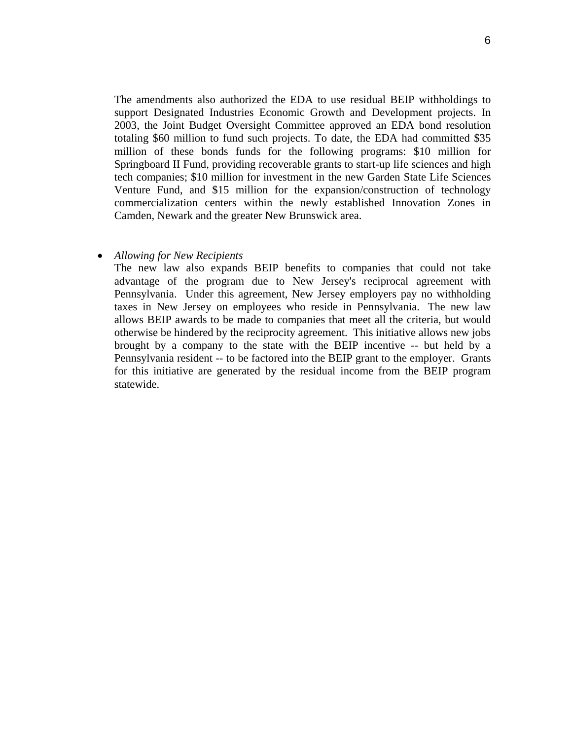The amendments also authorized the EDA to use residual BEIP withholdings to support Designated Industries Economic Growth and Development projects. In 2003, the Joint Budget Oversight Committee approved an EDA bond resolution totaling $60 million to fund such projects. To date, the EDA had committed $35 million of these bonds funds for the following programs: $10 million for Springboard II Fund, providing recoverable grants to start-up life sciences and high tech companies; $10 million for investment in the new Garden State Life Sciences Venture Fund, and $15 million for the expansion/construction of technology commercialization centers within the newly established Innovation Zones in Camden, Newark and the greater New Brunswick area.

- *Allowing for New Recipients*
  The new law also expands BEIP benefits to companies that could not take advantage of the program due to New Jersey's reciprocal agreement with Pennsylvania. Under this agreement, New Jersey employers pay no withholding taxes in New Jersey on employees who reside in Pennsylvania. The new law allows BEIP awards to be made to companies that meet all the criteria, but would otherwise be hindered by the reciprocity agreement. This initiative allows new jobs brought by a company to the state with the BEIP incentive -- but held by a Pennsylvania resident -- to be factored into the BEIP grant to the employer. Grants for this initiative are generated by the residual income from the BEIP program statewide.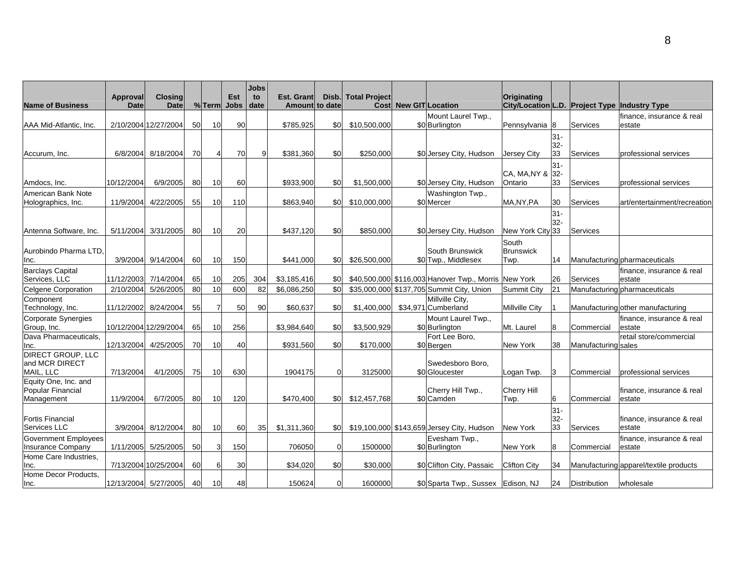| Name of Business | Approval Date | Closing Date | % | Term | Est Jobs | Jobs to date | Est. Grant Amount | Disb. to date | Total Project Cost | New GIT | Location | Originating City/Location | L.D. | Project Type | Industry Type |
|---|---|---|---|---|---|---|---|---|---|---|---|---|---|---|---|
| AAA Mid-Atlantic, Inc. | 2/10/2004 | 12/27/2004 | 50 | 10 | 90 | | $785,925 | $0 | $10,500,000 | $0 | Mount Laurel Twp., Burlington | Pennsylvania | 8 | Services | finance, insurance & real estate |
| Accurum, Inc. | 6/8/2004 | 8/18/2004 | 70 | 4 | 70 | 9 | $381,360 | $0 | $250,000 | $0 | Jersey City, Hudson | Jersey City | 31-32-33 | Services | professional services |
| Amdocs, Inc. | 10/12/2004 | 6/9/2005 | 80 | 10 | 60 | | $933,900 | $0 | $1,500,000 | $0 | Jersey City, Hudson | CA, MA,NY & Ontario | 31-32-33 | Services | professional services |
| American Bank Note Holographics, Inc. | 11/9/2004 | 4/22/2005 | 55 | 10 | 110 | | $863,940 | $0 | $10,000,000 | $0 | Washington Twp., Mercer | MA,NY,PA | 30 | Services | art/entertainment/recreation |
| Antenna Software, Inc. | 5/11/2004 | 3/31/2005 | 80 | 10 | 20 | | $437,120 | $0 | $850,000 | $0 | Jersey City, Hudson | New York City | 31-32-33 | Services | |
| Aurobindo Pharma LTD, Inc. | 3/9/2004 | 9/14/2004 | 60 | 10 | 150 | | $441,000 | $0 | $26,500,000 | $0 | South Brunswick Twp., Middlesex | South Brunswick Twp. | 14 | Manufacturing | pharmaceuticals |
| Barclays Capital Services, LLC | 11/12/2003 | 7/14/2004 | 65 | 10 | 205 | 304 | $3,185,416 | $0 | $40,500,000 | $116,003 | Hanover Twp., Morris | New York | 26 | Services | finance, insurance & real estate |
| Celgene Corporation | 2/10/2004 | 5/26/2005 | 80 | 10 | 600 | 82 | $6,086,250 | $0 | $35,000,000 | $137,705 | Summit City, Union | Summit City | 21 | Manufacturing | pharmaceuticals |
| Component Technology, Inc. | 11/12/2002 | 8/24/2004 | 55 | 7 | 50 | 90 | $60,637 | $0 | $1,400,000 | $34,971 | Millville City, Cumberland | Millville City | 1 | Manufacturing | other manufacturing |
| Corporate Synergies Group, Inc. | 10/12/2004 | 12/29/2004 | 65 | 10 | 256 | | $3,984,640 | $0 | $3,500,929 | $0 | Mount Laurel Twp., Burlington | Mt. Laurel | 8 | Commercial | finance, insurance & real estate |
| Dava Pharmaceuticals, Inc. | 12/13/2004 | 4/25/2005 | 70 | 10 | 40 | | $931,560 | $0 | $170,000 | $0 | Fort Lee Boro, Bergen | New York | 38 | Manufacturing | retail store/commercial sales |
| DIRECT GROUP, LLC and MCR DIRECT MAIL, LLC | 7/13/2004 | 4/1/2005 | 75 | 10 | 630 | | 1904175 | 0 | 3125000 | $0 | Swedesboro Boro, Gloucester | Logan Twp. | 3 | Commercial | professional services |
| Equity One, Inc. and Popular Financial Management | 11/9/2004 | 6/7/2005 | 80 | 10 | 120 | | $470,400 | $0 | $12,457,768 | $0 | Cherry Hill Twp., Camden | Cherry Hill Twp. | 6 | Commercial | finance, insurance & real estate |
| Fortis Financial Services LLC | 3/9/2004 | 8/12/2004 | 80 | 10 | 60 | 35 | $1,311,360 | $0 | $19,100,000 | $143,659 | Jersey City, Hudson | New York | 31-32-33 | Services | finance, insurance & real estate |
| Government Employees Insurance Company | 1/11/2005 | 5/25/2005 | 50 | 3 | 150 | | 706050 | 0 | 1500000 | $0 | Evesham Twp., Burlington | New York | 8 | Commercial | finance, insurance & real estate |
| Home Care Industries, Inc. | 7/13/2004 | 10/25/2004 | 60 | 6 | 30 | | $34,020 | $0 | $30,000 | $0 | Clifton City, Passaic | Clifton City | 34 | Manufacturing | apparel/textile products |
| Home Decor Products, Inc. | 12/13/2004 | 5/27/2005 | 40 | 10 | 48 | | 150624 | 0 | 1600000 | $0 | Sparta Twp., Sussex | Edison, NJ | 24 | Distribution | wholesale |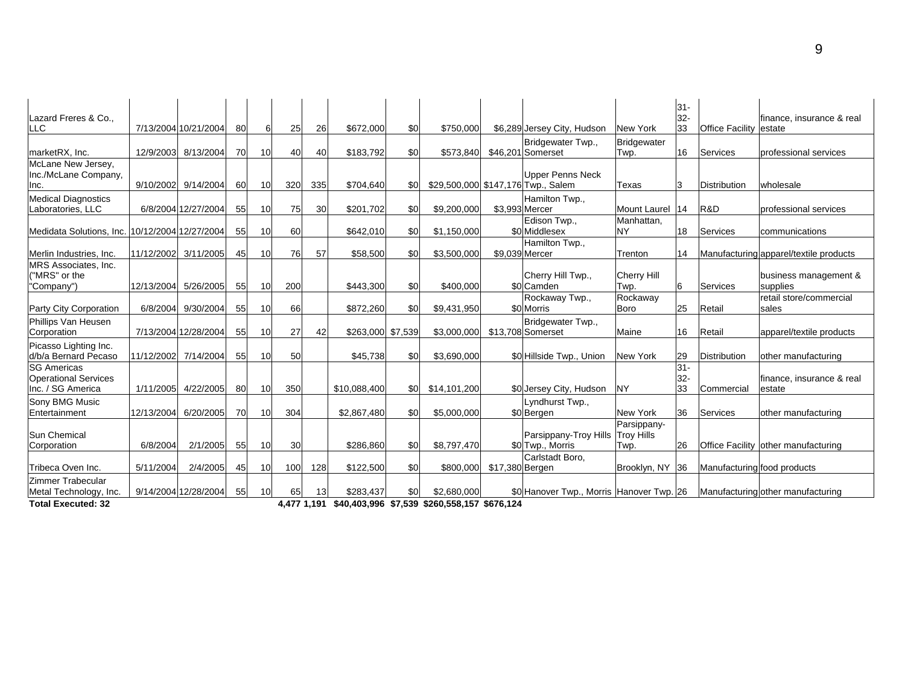|  |  |  |  |  |  |  |  |  |  |  |  |  |  |  |  |
|---|---|---|---|---|---|---|---|---|---|---|---|---|---|---|---|
| Lazard Freres & Co., LLC | 7/13/2004 | 10/21/2004 | 80 | 6 | 25 | 26 | $672,000 | $0 | $750,000 | $6,289 | Jersey City, Hudson | New York | 31-32-33 | Office Facility | finance, insurance & real estate |
| marketRX, Inc. | 12/9/2003 | 8/13/2004 | 70 | 10 | 40 | 40 | $183,792 | $0 | $573,840 | $46,201 | Bridgewater Twp., Somerset | Bridgewater Twp. | 16 | Services | professional services |
| McLane New Jersey, Inc./McLane Company, Inc. | 9/10/2002 | 9/14/2004 | 60 | 10 | 320 | 335 | $704,640 | $0 | $29,500,000 | $147,176 | Upper Penns Neck Twp., Salem | Texas | 3 | Distribution | wholesale |
| Medical Diagnostics Laboratories, LLC | 6/8/2004 | 12/27/2004 | 55 | 10 | 75 | 30 | $201,702 | $0 | $9,200,000 | $3,993 | Hamilton Twp., Mercer | Mount Laurel | 14 | R&D | professional services |
| Medidata Solutions, Inc. | 10/12/2004 | 12/27/2004 | 55 | 10 | 60 |  | $642,010 | $0 | $1,150,000 | $0 | Edison Twp., Middlesex | Manhattan, NY | 18 | Services | communications |
| Merlin Industries, Inc. | 11/12/2002 | 3/11/2005 | 45 | 10 | 76 | 57 | $58,500 | $0 | $3,500,000 | $9,039 | Hamilton Twp., Mercer | Trenton | 14 | Manufacturing | apparel/textile products |
| MRS Associates, Inc. ("MRS" or the "Company") | 12/13/2004 | 5/26/2005 | 55 | 10 | 200 |  | $443,300 | $0 | $400,000 | $0 | Cherry Hill Twp., Camden | Cherry Hill Twp. | 6 | Services | business management & supplies |
| Party City Corporation | 6/8/2004 | 9/30/2004 | 55 | 10 | 66 |  | $872,260 | $0 | $9,431,950 | $0 | Rockaway Twp., Morris | Rockaway Boro | 25 | Retail | retail store/commercial sales |
| Phillips Van Heusen Corporation | 7/13/2004 | 12/28/2004 | 55 | 10 | 27 | 42 | $263,000 | $7,539 | $3,000,000 | $13,708 | Bridgewater Twp., Somerset | Maine | 16 | Retail | apparel/textile products |
| Picasso Lighting Inc. d/b/a Bernard Pecaso | 11/12/2002 | 7/14/2004 | 55 | 10 | 50 |  | $45,738 | $0 | $3,690,000 | $0 | Hillside Twp., Union | New York | 29 | Distribution | other manufacturing |
| SG Americas Operational Services Inc. / SG America | 1/11/2005 | 4/22/2005 | 80 | 10 | 350 |  | $10,088,400 | $0 | $14,101,200 | $0 | Jersey City, Hudson | NY | 31-32-33 | Commercial | finance, insurance & real estate |
| Sony BMG Music Entertainment | 12/13/2004 | 6/20/2005 | 70 | 10 | 304 |  | $2,867,480 | $0 | $5,000,000 | $0 | Lyndhurst Twp., Bergen | New York | 36 | Services | other manufacturing |
| Sun Chemical Corporation | 6/8/2004 | 2/1/2005 | 55 | 10 | 30 |  | $286,860 | $0 | $8,797,470 | $0 | Parsippany-Troy Hills Twp., Morris | Parsippany-Troy Hills Twp. | 26 | Office Facility | other manufacturing |
| Tribeca Oven Inc. | 5/11/2004 | 2/4/2005 | 45 | 10 | 100 | 128 | $122,500 | $0 | $800,000 | $17,380 | Carlstadt Boro, Bergen | Brooklyn, NY | 36 | Manufacturing | food products |
| Zimmer Trabecular Metal Technology, Inc. | 9/14/2004 | 12/28/2004 | 55 | 10 | 65 | 13 | $283,437 | $0 | $2,680,000 | $0 | Hanover Twp., Morris | Hanover Twp. | 26 | Manufacturing | other manufacturing |
| **Total Executed: 32** |  |  |  |  | **4,477** | **1,191** | **$40,403,996** | **$7,539** | **$260,558,157** | **$676,124** |  |  |  |  |  |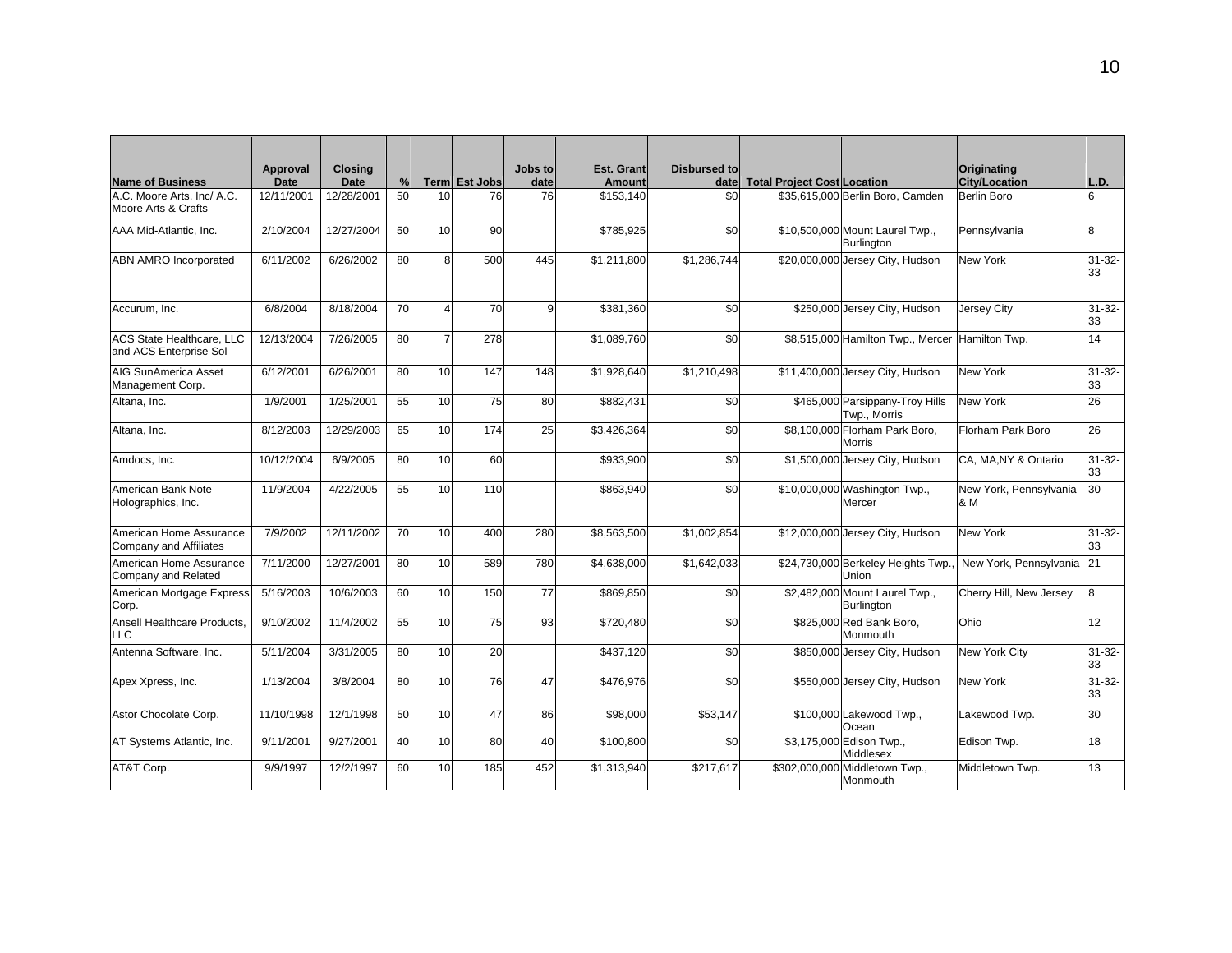| Name of Business | Approval Date | Closing Date | % | Term | Est Jobs | Jobs to date | Est. Grant Amount | Disbursed to date | Total Project Cost | Location | Originating City/Location | L.D. |
|---|---|---|---|---|---|---|---|---|---|---|---|---|
| A.C. Moore Arts, Inc/ A.C. Moore Arts & Crafts | 12/11/2001 | 12/28/2001 | 50 | 10 | 76 | 76 | $153,140 | $0 | $35,615,000 | Berlin Boro, Camden | Berlin Boro | 6 |
| AAA Mid-Atlantic, Inc. | 2/10/2004 | 12/27/2004 | 50 | 10 | 90 | | $785,925 | $0 | $10,500,000 | Mount Laurel Twp., Burlington | Pennsylvania | 8 |
| ABN AMRO Incorporated | 6/11/2002 | 6/26/2002 | 80 | 8 | 500 | 445 | $1,211,800 | $1,286,744 | $20,000,000 | Jersey City, Hudson | New York | 31-32-33 |
| Accurum, Inc. | 6/8/2004 | 8/18/2004 | 70 | 4 | 70 | 9 | $381,360 | $0 | $250,000 | Jersey City, Hudson | Jersey City | 31-32-33 |
| ACS State Healthcare, LLC and ACS Enterprise Sol | 12/13/2004 | 7/26/2005 | 80 | 7 | 278 | | $1,089,760 | $0 | $8,515,000 | Hamilton Twp., Mercer | Hamilton Twp. | 14 |
| AIG SunAmerica Asset Management Corp. | 6/12/2001 | 6/26/2001 | 80 | 10 | 147 | 148 | $1,928,640 | $1,210,498 | $11,400,000 | Jersey City, Hudson | New York | 31-32-33 |
| Altana, Inc. | 1/9/2001 | 1/25/2001 | 55 | 10 | 75 | 80 | $882,431 | $0 | $465,000 | Parsippany-Troy Hills Twp., Morris | New York | 26 |
| Altana, Inc. | 8/12/2003 | 12/29/2003 | 65 | 10 | 174 | 25 | $3,426,364 | $0 | $8,100,000 | Florham Park Boro, Morris | Florham Park Boro | 26 |
| Amdocs, Inc. | 10/12/2004 | 6/9/2005 | 80 | 10 | 60 | | $933,900 | $0 | $1,500,000 | Jersey City, Hudson | CA, MA,NY & Ontario | 31-32-33 |
| American Bank Note Holographics, Inc. | 11/9/2004 | 4/22/2005 | 55 | 10 | 110 | | $863,940 | $0 | $10,000,000 | Washington Twp., Mercer | New York, Pennsylvania & M | 30 |
| American Home Assurance Company and Affiliates | 7/9/2002 | 12/11/2002 | 70 | 10 | 400 | 280 | $8,563,500 | $1,002,854 | $12,000,000 | Jersey City, Hudson | New York | 31-32-33 |
| American Home Assurance Company and Related | 7/11/2000 | 12/27/2001 | 80 | 10 | 589 | 780 | $4,638,000 | $1,642,033 | $24,730,000 | Berkeley Heights Twp., Union | New York, Pennsylvania | 21 |
| American Mortgage Express Corp. | 5/16/2003 | 10/6/2003 | 60 | 10 | 150 | 77 | $869,850 | $0 | $2,482,000 | Mount Laurel Twp., Burlington | Cherry Hill, New Jersey | 8 |
| Ansell Healthcare Products, LLC | 9/10/2002 | 11/4/2002 | 55 | 10 | 75 | 93 | $720,480 | $0 | $825,000 | Red Bank Boro, Monmouth | Ohio | 12 |
| Antenna Software, Inc. | 5/11/2004 | 3/31/2005 | 80 | 10 | 20 | | $437,120 | $0 | $850,000 | Jersey City, Hudson | New York City | 31-32-33 |
| Apex Xpress, Inc. | 1/13/2004 | 3/8/2004 | 80 | 10 | 76 | 47 | $476,976 | $0 | $550,000 | Jersey City, Hudson | New York | 31-32-33 |
| Astor Chocolate Corp. | 11/10/1998 | 12/1/1998 | 50 | 10 | 47 | 86 | $98,000 | $53,147 | $100,000 | Lakewood Twp., Ocean | Lakewood Twp. | 30 |
| AT Systems Atlantic, Inc. | 9/11/2001 | 9/27/2001 | 40 | 10 | 80 | 40 | $100,800 | $0 | $3,175,000 | Edison Twp., Middlesex | Edison Twp. | 18 |
| AT&T Corp. | 9/9/1997 | 12/2/1997 | 60 | 10 | 185 | 452 | $1,313,940 | $217,617 | $302,000,000 | Middletown Twp., Monmouth | Middletown Twp. | 13 |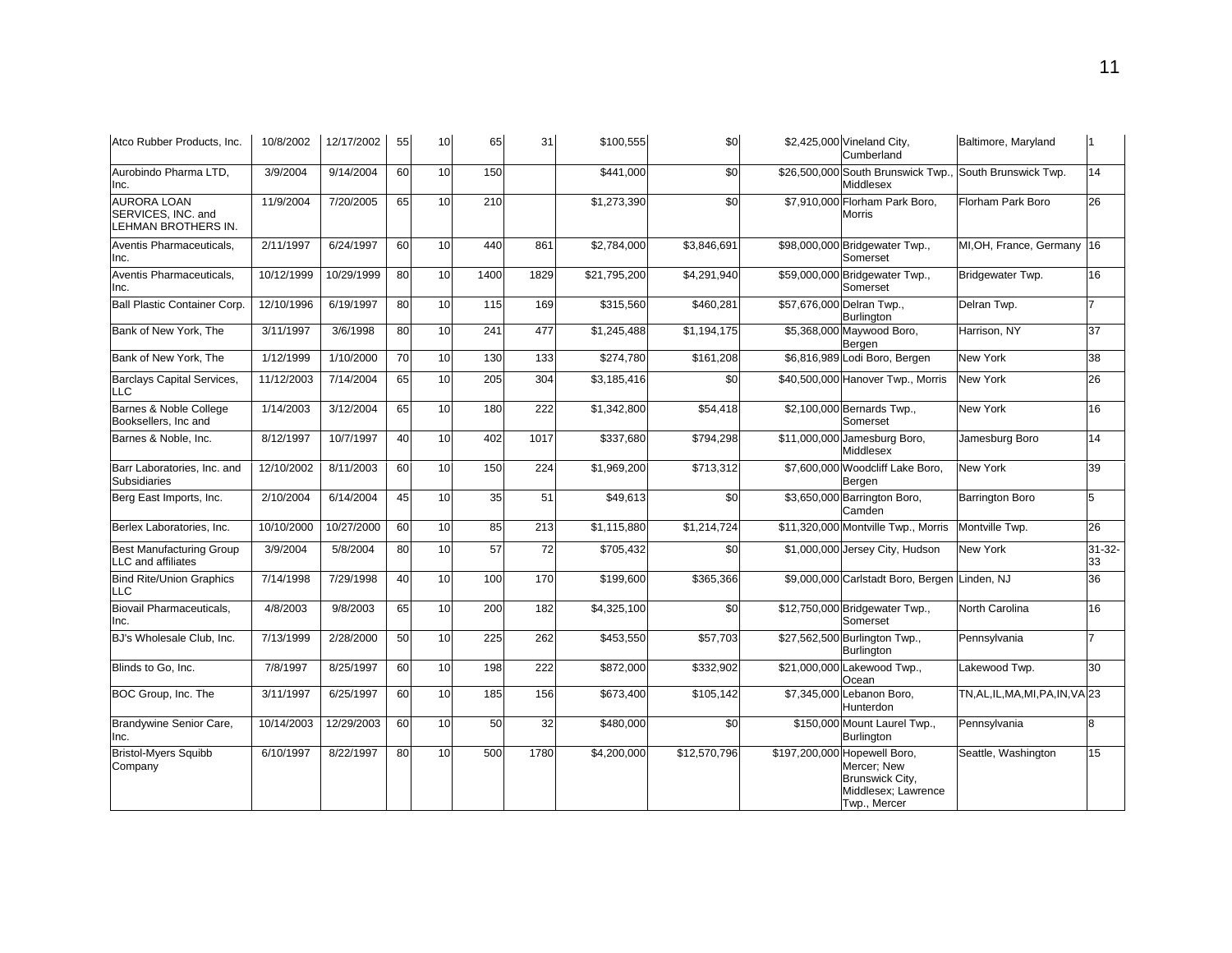| | | | | | | | | | | | | |
|---|---|---|---|---|---|---|---|---|---|---|---|---|
| Atco Rubber Products, Inc. | 10/8/2002 | 12/17/2002 | 55 | 10 | 65 | 31 | $100,555 | $0 | $2,425,000 | Vineland City, Cumberland | Baltimore, Maryland | 1 |
| Aurobindo Pharma LTD, Inc. | 3/9/2004 | 9/14/2004 | 60 | 10 | 150 | | $441,000 | $0 | $26,500,000 | South Brunswick Twp., Middlesex | South Brunswick Twp. | 14 |
| AURORA LOAN SERVICES, INC. and LEHMAN BROTHERS IN. | 11/9/2004 | 7/20/2005 | 65 | 10 | 210 | | $1,273,390 | $0 | $7,910,000 | Florham Park Boro, Morris | Florham Park Boro | 26 |
| Aventis Pharmaceuticals, Inc. | 2/11/1997 | 6/24/1997 | 60 | 10 | 440 | 861 | $2,784,000 | $3,846,691 | $98,000,000 | Bridgewater Twp., Somerset | MI,OH, France, Germany | 16 |
| Aventis Pharmaceuticals, Inc. | 10/12/1999 | 10/29/1999 | 80 | 10 | 1400 | 1829 | $21,795,200 | $4,291,940 | $59,000,000 | Bridgewater Twp., Somerset | Bridgewater Twp. | 16 |
| Ball Plastic Container Corp. | 12/10/1996 | 6/19/1997 | 80 | 10 | 115 | 169 | $315,560 | $460,281 | $57,676,000 | Delran Twp., Burlington | Delran Twp. | 7 |
| Bank of New York, The | 3/11/1997 | 3/6/1998 | 80 | 10 | 241 | 477 | $1,245,488 | $1,194,175 | $5,368,000 | Maywood Boro, Bergen | Harrison, NY | 37 |
| Bank of New York, The | 1/12/1999 | 1/10/2000 | 70 | 10 | 130 | 133 | $274,780 | $161,208 | $6,816,989 | Lodi Boro, Bergen | New York | 38 |
| Barclays Capital Services, LLC | 11/12/2003 | 7/14/2004 | 65 | 10 | 205 | 304 | $3,185,416 | $0 | $40,500,000 | Hanover Twp., Morris | New York | 26 |
| Barnes & Noble College Booksellers, Inc and | 1/14/2003 | 3/12/2004 | 65 | 10 | 180 | 222 | $1,342,800 | $54,418 | $2,100,000 | Bernards Twp., Somerset | New York | 16 |
| Barnes & Noble, Inc. | 8/12/1997 | 10/7/1997 | 40 | 10 | 402 | 1017 | $337,680 | $794,298 | $11,000,000 | Jamesburg Boro, Middlesex | Jamesburg Boro | 14 |
| Barr Laboratories, Inc. and Subsidiaries | 12/10/2002 | 8/11/2003 | 60 | 10 | 150 | 224 | $1,969,200 | $713,312 | $7,600,000 | Woodcliff Lake Boro, Bergen | New York | 39 |
| Berg East Imports, Inc. | 2/10/2004 | 6/14/2004 | 45 | 10 | 35 | 51 | $49,613 | $0 | $3,650,000 | Barrington Boro, Camden | Barrington Boro | 5 |
| Berlex Laboratories, Inc. | 10/10/2000 | 10/27/2000 | 60 | 10 | 85 | 213 | $1,115,880 | $1,214,724 | $11,320,000 | Montville Twp., Morris | Montville Twp. | 26 |
| Best Manufacturing Group LLC and affiliates | 3/9/2004 | 5/8/2004 | 80 | 10 | 57 | 72 | $705,432 | $0 | $1,000,000 | Jersey City, Hudson | New York | 31-32-33 |
| Bind Rite/Union Graphics LLC | 7/14/1998 | 7/29/1998 | 40 | 10 | 100 | 170 | $199,600 | $365,366 | $9,000,000 | Carlstadt Boro, Bergen | Linden, NJ | 36 |
| Biovail Pharmaceuticals, Inc. | 4/8/2003 | 9/8/2003 | 65 | 10 | 200 | 182 | $4,325,100 | $0 | $12,750,000 | Bridgewater Twp., Somerset | North Carolina | 16 |
| BJ's Wholesale Club, Inc. | 7/13/1999 | 2/28/2000 | 50 | 10 | 225 | 262 | $453,550 | $57,703 | $27,562,500 | Burlington Twp., Burlington | Pennsylvania | 7 |
| Blinds to Go, Inc. | 7/8/1997 | 8/25/1997 | 60 | 10 | 198 | 222 | $872,000 | $332,902 | $21,000,000 | Lakewood Twp., Ocean | Lakewood Twp. | 30 |
| BOC Group, Inc. The | 3/11/1997 | 6/25/1997 | 60 | 10 | 185 | 156 | $673,400 | $105,142 | $7,345,000 | Lebanon Boro, Hunterdon | TN,AL,IL,MA,MI,PA,IN,VA | 23 |
| Brandywine Senior Care, Inc. | 10/14/2003 | 12/29/2003 | 60 | 10 | 50 | 32 | $480,000 | $0 | $150,000 | Mount Laurel Twp., Burlington | Pennsylvania | 8 |
| Bristol-Myers Squibb Company | 6/10/1997 | 8/22/1997 | 80 | 10 | 500 | 1780 | $4,200,000 | $12,570,796 | $197,200,000 | Hopewell Boro, Mercer; New Brunswick City, Middlesex; Lawrence Twp., Mercer | Seattle, Washington | 15 |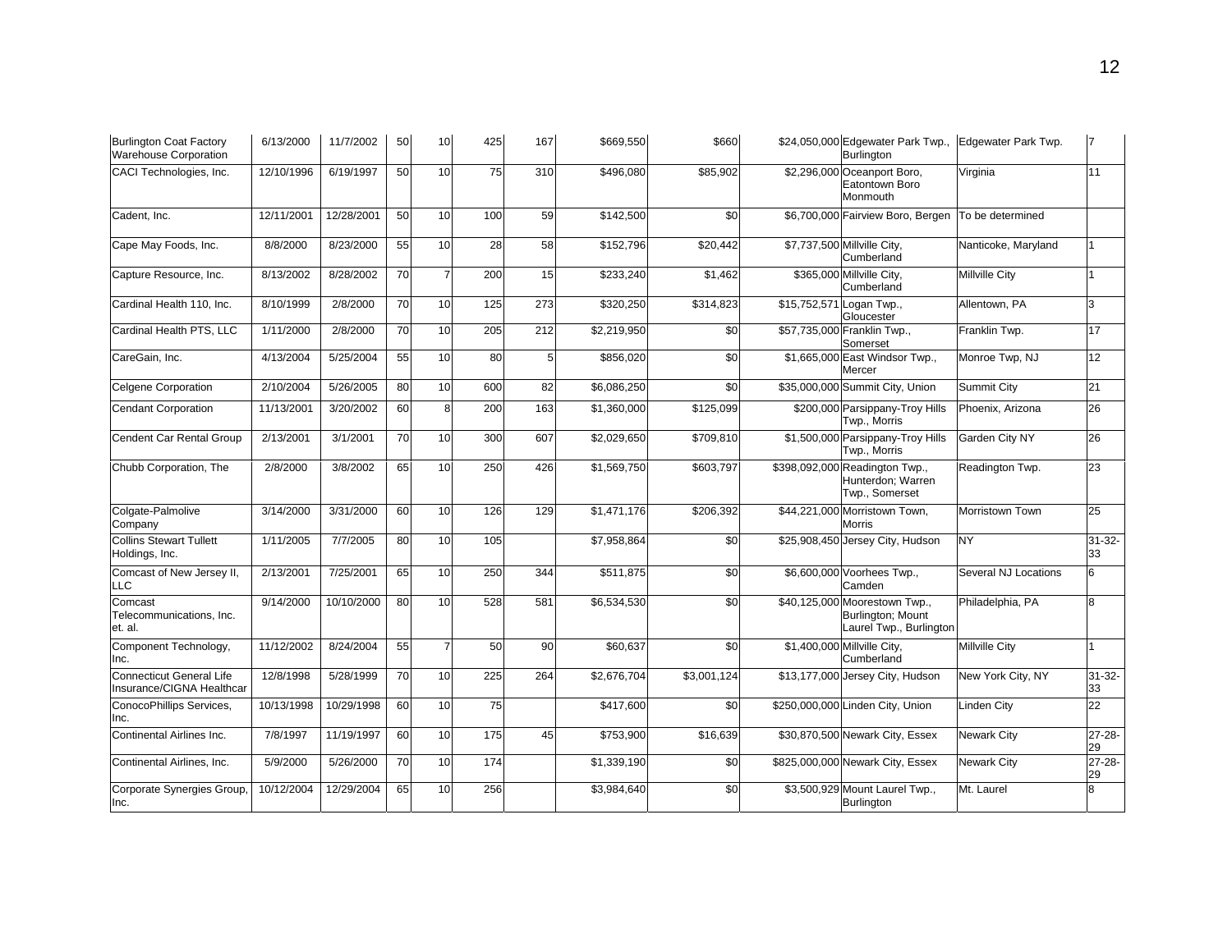| | | | | | | | | | | | |
|---|---|---|---|---|---|---|---|---|---|---|---|
| Burlington Coat Factory Warehouse Corporation | 6/13/2000 | 11/7/2002 | 50 | 10 | 425 | 167 | $669,550 | $660 | $24,050,000 | Edgewater Park Twp., Burlington | Edgewater Park Twp. | 7 |
| CACI Technologies, Inc. | 12/10/1996 | 6/19/1997 | 50 | 10 | 75 | 310 | $496,080 | $85,902 | $2,296,000 | Oceanport Boro, Eatontown Boro Monmouth | Virginia | 11 |
| Cadent, Inc. | 12/11/2001 | 12/28/2001 | 50 | 10 | 100 | 59 | $142,500 | $0 | $6,700,000 | Fairview Boro, Bergen | To be determined | |
| Cape May Foods, Inc. | 8/8/2000 | 8/23/2000 | 55 | 10 | 28 | 58 | $152,796 | $20,442 | $7,737,500 | Millville City, Cumberland | Nanticoke, Maryland | 1 |
| Capture Resource, Inc. | 8/13/2002 | 8/28/2002 | 70 | 7 | 200 | 15 | $233,240 | $1,462 | $365,000 | Millville City, Cumberland | Millville City | 1 |
| Cardinal Health 110, Inc. | 8/10/1999 | 2/8/2000 | 70 | 10 | 125 | 273 | $320,250 | $314,823 | $15,752,571 | Logan Twp., Gloucester | Allentown, PA | 3 |
| Cardinal Health PTS, LLC | 1/11/2000 | 2/8/2000 | 70 | 10 | 205 | 212 | $2,219,950 | $0 | $57,735,000 | Franklin Twp., Somerset | Franklin Twp. | 17 |
| CareGain, Inc. | 4/13/2004 | 5/25/2004 | 55 | 10 | 80 | 5 | $856,020 | $0 | $1,665,000 | East Windsor Twp., Mercer | Monroe Twp, NJ | 12 |
| Celgene Corporation | 2/10/2004 | 5/26/2005 | 80 | 10 | 600 | 82 | $6,086,250 | $0 | $35,000,000 | Summit City, Union | Summit City | 21 |
| Cendant Corporation | 11/13/2001 | 3/20/2002 | 60 | 8 | 200 | 163 | $1,360,000 | $125,099 | $200,000 | Parsippany-Troy Hills Twp., Morris | Phoenix, Arizona | 26 |
| Cendent Car Rental Group | 2/13/2001 | 3/1/2001 | 70 | 10 | 300 | 607 | $2,029,650 | $709,810 | $1,500,000 | Parsippany-Troy Hills Twp., Morris | Garden City NY | 26 |
| Chubb Corporation, The | 2/8/2000 | 3/8/2002 | 65 | 10 | 250 | 426 | $1,569,750 | $603,797 | $398,092,000 | Readington Twp., Hunterdon; Warren Twp., Somerset | Readington Twp. | 23 |
| Colgate-Palmolive Company | 3/14/2000 | 3/31/2000 | 60 | 10 | 126 | 129 | $1,471,176 | $206,392 | $44,221,000 | Morristown Town, Morris | Morristown Town | 25 |
| Collins Stewart Tullett Holdings, Inc. | 1/11/2005 | 7/7/2005 | 80 | 10 | 105 | | $7,958,864 | $0 | $25,908,450 | Jersey City, Hudson | NY | 31-32-33 |
| Comcast of New Jersey II, LLC | 2/13/2001 | 7/25/2001 | 65 | 10 | 250 | 344 | $511,875 | $0 | $6,600,000 | Voorhees Twp., Camden | Several NJ Locations | 6 |
| Comcast Telecommunications, Inc. et. al. | 9/14/2000 | 10/10/2000 | 80 | 10 | 528 | 581 | $6,534,530 | $0 | $40,125,000 | Moorestown Twp., Burlington; Mount Laurel Twp., Burlington | Philadelphia, PA | 8 |
| Component Technology, Inc. | 11/12/2002 | 8/24/2004 | 55 | 7 | 50 | 90 | $60,637 | $0 | $1,400,000 | Millville City, Cumberland | Millville City | 1 |
| Connecticut General Life Insurance/CIGNA Healthcar | 12/8/1998 | 5/28/1999 | 70 | 10 | 225 | 264 | $2,676,704 | $3,001,124 | $13,177,000 | Jersey City, Hudson | New York City, NY | 31-32-33 |
| ConocoPhillips Services, Inc. | 10/13/1998 | 10/29/1998 | 60 | 10 | 75 | | $417,600 | $0 | $250,000,000 | Linden City, Union | Linden City | 22 |
| Continental Airlines Inc. | 7/8/1997 | 11/19/1997 | 60 | 10 | 175 | 45 | $753,900 | $16,639 | $30,870,500 | Newark City, Essex | Newark City | 27-28-29 |
| Continental Airlines, Inc. | 5/9/2000 | 5/26/2000 | 70 | 10 | 174 | | $1,339,190 | $0 | $825,000,000 | Newark City, Essex | Newark City | 27-28-29 |
| Corporate Synergies Group, Inc. | 10/12/2004 | 12/29/2004 | 65 | 10 | 256 | | $3,984,640 | $0 | $3,500,929 | Mount Laurel Twp., Burlington | Mt. Laurel | 8 |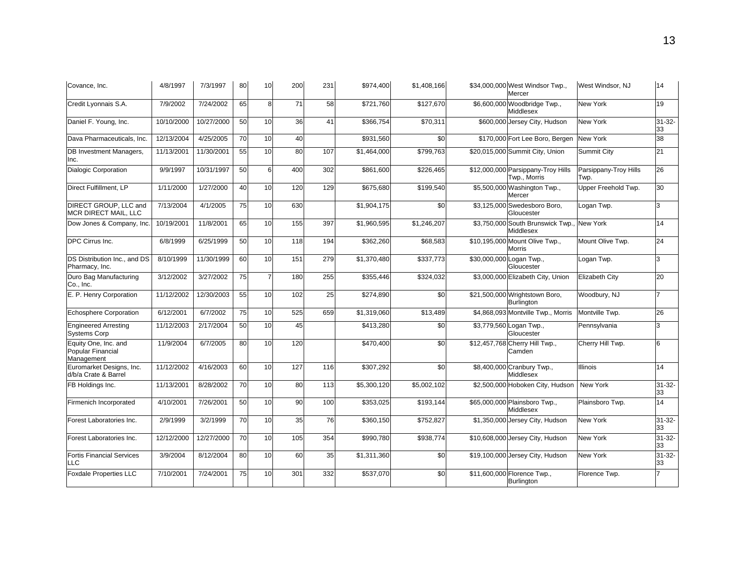| | | | | | | | | | | | | |
|---|---|---|---|---|---|---|---|---|---|---|---|---|
| Covance, Inc. | 4/8/1997 | 7/3/1997 | 80 | 10 | 200 | 231 | $974,400 | $1,408,166 | $34,000,000 | West Windsor Twp., Mercer | West Windsor, NJ | 14 |
| Credit Lyonnais S.A. | 7/9/2002 | 7/24/2002 | 65 | 8 | 71 | 58 | $721,760 | $127,670 | $6,600,000 | Woodbridge Twp., Middlesex | New York | 19 |
| Daniel F. Young, Inc. | 10/10/2000 | 10/27/2000 | 50 | 10 | 36 | 41 | $366,754 | $70,311 | $600,000 | Jersey City, Hudson | New York | 31-32-33 |
| Dava Pharmaceuticals, Inc. | 12/13/2004 | 4/25/2005 | 70 | 10 | 40 | | $931,560 | $0 | $170,000 | Fort Lee Boro, Bergen | New York | 38 |
| DB Investment Managers, Inc. | 11/13/2001 | 11/30/2001 | 55 | 10 | 80 | 107 | $1,464,000 | $799,763 | $20,015,000 | Summit City, Union | Summit City | 21 |
| Dialogic Corporation | 9/9/1997 | 10/31/1997 | 50 | 6 | 400 | 302 | $861,600 | $226,465 | $12,000,000 | Parsippany-Troy Hills Twp., Morris | Parsippany-Troy Hills Twp. | 26 |
| Direct Fulfillment, LP | 1/11/2000 | 1/27/2000 | 40 | 10 | 120 | 129 | $675,680 | $199,540 | $5,500,000 | Washington Twp., Mercer | Upper Freehold Twp. | 30 |
| DIRECT GROUP, LLC and MCR DIRECT MAIL, LLC | 7/13/2004 | 4/1/2005 | 75 | 10 | 630 | | $1,904,175 | $0 | $3,125,000 | Swedesboro Boro, Gloucester | Logan Twp. | 3 |
| Dow Jones & Company, Inc. | 10/19/2001 | 11/8/2001 | 65 | 10 | 155 | 397 | $1,960,595 | $1,246,207 | $3,750,000 | South Brunswick Twp., Middlesex | New York | 14 |
| DPC Cirrus Inc. | 6/8/1999 | 6/25/1999 | 50 | 10 | 118 | 194 | $362,260 | $68,583 | $10,195,000 | Mount Olive Twp., Morris | Mount Olive Twp. | 24 |
| DS Distribution Inc., and DS Pharmacy, Inc. | 8/10/1999 | 11/30/1999 | 60 | 10 | 151 | 279 | $1,370,480 | $337,773 | $30,000,000 | Logan Twp., Gloucester | Logan Twp. | 3 |
| Duro Bag Manufacturing Co., Inc. | 3/12/2002 | 3/27/2002 | 75 | 7 | 180 | 255 | $355,446 | $324,032 | $3,000,000 | Elizabeth City, Union | Elizabeth City | 20 |
| E. P. Henry Corporation | 11/12/2002 | 12/30/2003 | 55 | 10 | 102 | 25 | $274,890 | $0 | $21,500,000 | Wrightstown Boro, Burlington | Woodbury, NJ | 7 |
| Echosphere Corporation | 6/12/2001 | 6/7/2002 | 75 | 10 | 525 | 659 | $1,319,060 | $13,489 | $4,868,093 | Montville Twp., Morris | Montville Twp. | 26 |
| Engineered Arresting Systems Corp | 11/12/2003 | 2/17/2004 | 50 | 10 | 45 | | $413,280 | $0 | $3,779,560 | Logan Twp., Gloucester | Pennsylvania | 3 |
| Equity One, Inc. and Popular Financial Management | 11/9/2004 | 6/7/2005 | 80 | 10 | 120 | | $470,400 | $0 | $12,457,768 | Cherry Hill Twp., Camden | Cherry Hill Twp. | 6 |
| Euromarket Designs, Inc. d/b/a Crate & Barrel | 11/12/2002 | 4/16/2003 | 60 | 10 | 127 | 116 | $307,292 | $0 | $8,400,000 | Cranbury Twp., Middlesex | Illinois | 14 |
| FB Holdings Inc. | 11/13/2001 | 8/28/2002 | 70 | 10 | 80 | 113 | $5,300,120 | $5,002,102 | $2,500,000 | Hoboken City, Hudson | New York | 31-32-33 |
| Firmenich Incorporated | 4/10/2001 | 7/26/2001 | 50 | 10 | 90 | 100 | $353,025 | $193,144 | $65,000,000 | Plainsboro Twp., Middlesex | Plainsboro Twp. | 14 |
| Forest Laboratories Inc. | 2/9/1999 | 3/2/1999 | 70 | 10 | 35 | 76 | $360,150 | $752,827 | $1,350,000 | Jersey City, Hudson | New York | 31-32-33 |
| Forest Laboratories Inc. | 12/12/2000 | 12/27/2000 | 70 | 10 | 105 | 354 | $990,780 | $938,774 | $10,608,000 | Jersey City, Hudson | New York | 31-32-33 |
| Fortis Financial Services LLC | 3/9/2004 | 8/12/2004 | 80 | 10 | 60 | 35 | $1,311,360 | $0 | $19,100,000 | Jersey City, Hudson | New York | 31-32-33 |
| Foxdale Properties LLC | 7/10/2001 | 7/24/2001 | 75 | 10 | 301 | 332 | $537,070 | $0 | $11,600,000 | Florence Twp., Burlington | Florence Twp. | 7 |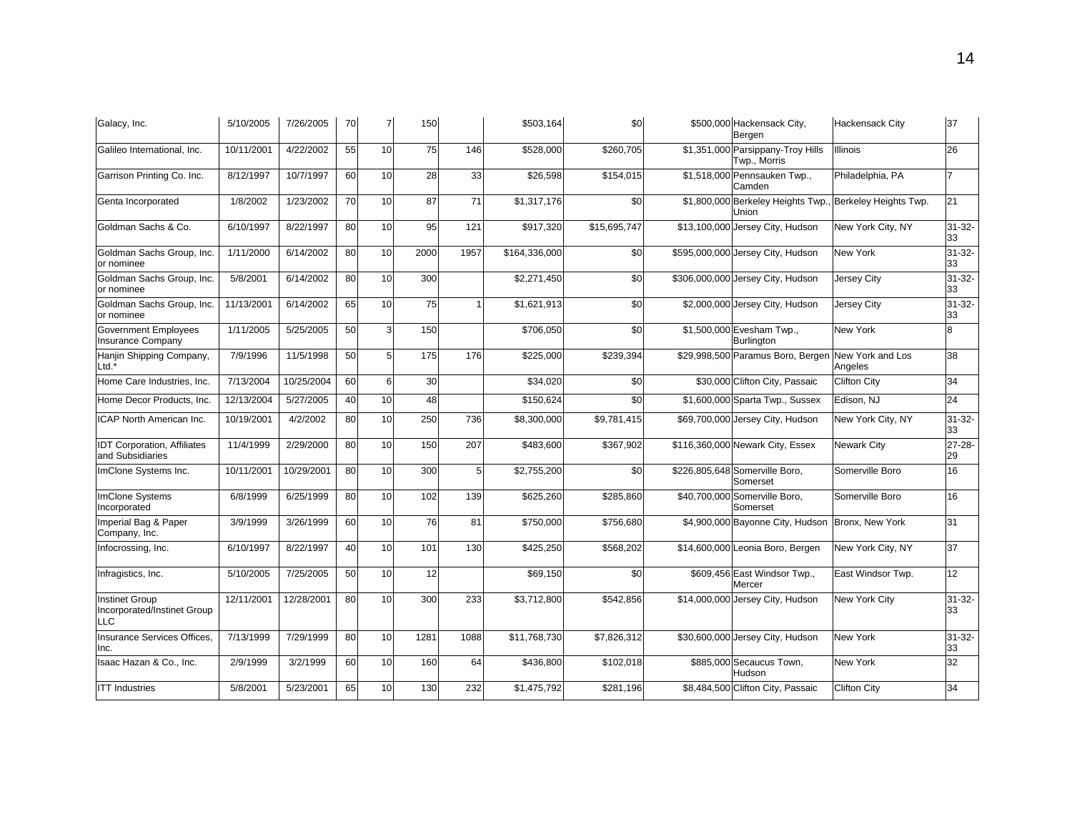| | | | | | | | | | | | |
|---|---|---|---|---|---|---|---|---|---|---|---|
| Galacy, Inc. | 5/10/2005 | 7/26/2005 | 70 | 7 | 150 | | $503,164 | $0 | $500,000 | Hackensack City, Bergen | Hackensack City | 37 |
| Galileo International, Inc. | 10/11/2001 | 4/22/2002 | 55 | 10 | 75 | 146 | $528,000 | $260,705 | $1,351,000 | Parsippany-Troy Hills Twp., Morris | Illinois | 26 |
| Garrison Printing Co. Inc. | 8/12/1997 | 10/7/1997 | 60 | 10 | 28 | 33 | $26,598 | $154,015 | $1,518,000 | Pennsauken Twp., Camden | Philadelphia, PA | 7 |
| Genta Incorporated | 1/8/2002 | 1/23/2002 | 70 | 10 | 87 | 71 | $1,317,176 | $0 | $1,800,000 | Berkeley Heights Twp., Union | Berkeley Heights Twp. | 21 |
| Goldman Sachs & Co. | 6/10/1997 | 8/22/1997 | 80 | 10 | 95 | 121 | $917,320 | $15,695,747 | $13,100,000 | Jersey City, Hudson | New York City, NY | 31-32-33 |
| Goldman Sachs Group, Inc. or nominee | 1/11/2000 | 6/14/2002 | 80 | 10 | 2000 | 1957 | $164,336,000 | $0 | $595,000,000 | Jersey City, Hudson | New York | 31-32-33 |
| Goldman Sachs Group, Inc. or nominee | 5/8/2001 | 6/14/2002 | 80 | 10 | 300 | | $2,271,450 | $0 | $306,000,000 | Jersey City, Hudson | Jersey City | 31-32-33 |
| Goldman Sachs Group, Inc. or nominee | 11/13/2001 | 6/14/2002 | 65 | 10 | 75 | 1 | $1,621,913 | $0 | $2,000,000 | Jersey City, Hudson | Jersey City | 31-32-33 |
| Government Employees Insurance Company | 1/11/2005 | 5/25/2005 | 50 | 3 | 150 | | $706,050 | $0 | $1,500,000 | Evesham Twp., Burlington | New York | 8 |
| Hanjin Shipping Company, Ltd.* | 7/9/1996 | 11/5/1998 | 50 | 5 | 175 | 176 | $225,000 | $239,394 | $29,998,500 | Paramus Boro, Bergen | New York and Los Angeles | 38 |
| Home Care Industries, Inc. | 7/13/2004 | 10/25/2004 | 60 | 6 | 30 | | $34,020 | $0 | $30,000 | Clifton City, Passaic | Clifton City | 34 |
| Home Decor Products, Inc. | 12/13/2004 | 5/27/2005 | 40 | 10 | 48 | | $150,624 | $0 | $1,600,000 | Sparta Twp., Sussex | Edison, NJ | 24 |
| ICAP North American Inc. | 10/19/2001 | 4/2/2002 | 80 | 10 | 250 | 736 | $8,300,000 | $9,781,415 | $69,700,000 | Jersey City, Hudson | New York City, NY | 31-32-33 |
| IDT Corporation, Affiliates and Subsidiaries | 11/4/1999 | 2/29/2000 | 80 | 10 | 150 | 207 | $483,600 | $367,902 | $116,360,000 | Newark City, Essex | Newark City | 27-28-29 |
| ImClone Systems Inc. | 10/11/2001 | 10/29/2001 | 80 | 10 | 300 | 5 | $2,755,200 | $0 | $226,805,648 | Somerville Boro, Somerset | Somerville Boro | 16 |
| ImClone Systems Incorporated | 6/8/1999 | 6/25/1999 | 80 | 10 | 102 | 139 | $625,260 | $285,860 | $40,700,000 | Somerville Boro, Somerset | Somerville Boro | 16 |
| Imperial Bag & Paper Company, Inc. | 3/9/1999 | 3/26/1999 | 60 | 10 | 76 | 81 | $750,000 | $756,680 | $4,900,000 | Bayonne City, Hudson | Bronx, New York | 31 |
| Infocrossing, Inc. | 6/10/1997 | 8/22/1997 | 40 | 10 | 101 | 130 | $425,250 | $568,202 | $14,600,000 | Leonia Boro, Bergen | New York City, NY | 37 |
| Infragistics, Inc. | 5/10/2005 | 7/25/2005 | 50 | 10 | 12 | | $69,150 | $0 | $609,456 | East Windsor Twp., Mercer | East Windsor Twp. | 12 |
| Instinet Group Incorporated/Instinet Group LLC | 12/11/2001 | 12/28/2001 | 80 | 10 | 300 | 233 | $3,712,800 | $542,856 | $14,000,000 | Jersey City, Hudson | New York City | 31-32-33 |
| Insurance Services Offices, Inc. | 7/13/1999 | 7/29/1999 | 80 | 10 | 1281 | 1088 | $11,768,730 | $7,826,312 | $30,600,000 | Jersey City, Hudson | New York | 31-32-33 |
| Isaac Hazan & Co., Inc. | 2/9/1999 | 3/2/1999 | 60 | 10 | 160 | 64 | $436,800 | $102,018 | $885,000 | Secaucus Town, Hudson | New York | 32 |
| ITT Industries | 5/8/2001 | 5/23/2001 | 65 | 10 | 130 | 232 | $1,475,792 | $281,196 | $8,484,500 | Clifton City, Passaic | Clifton City | 34 |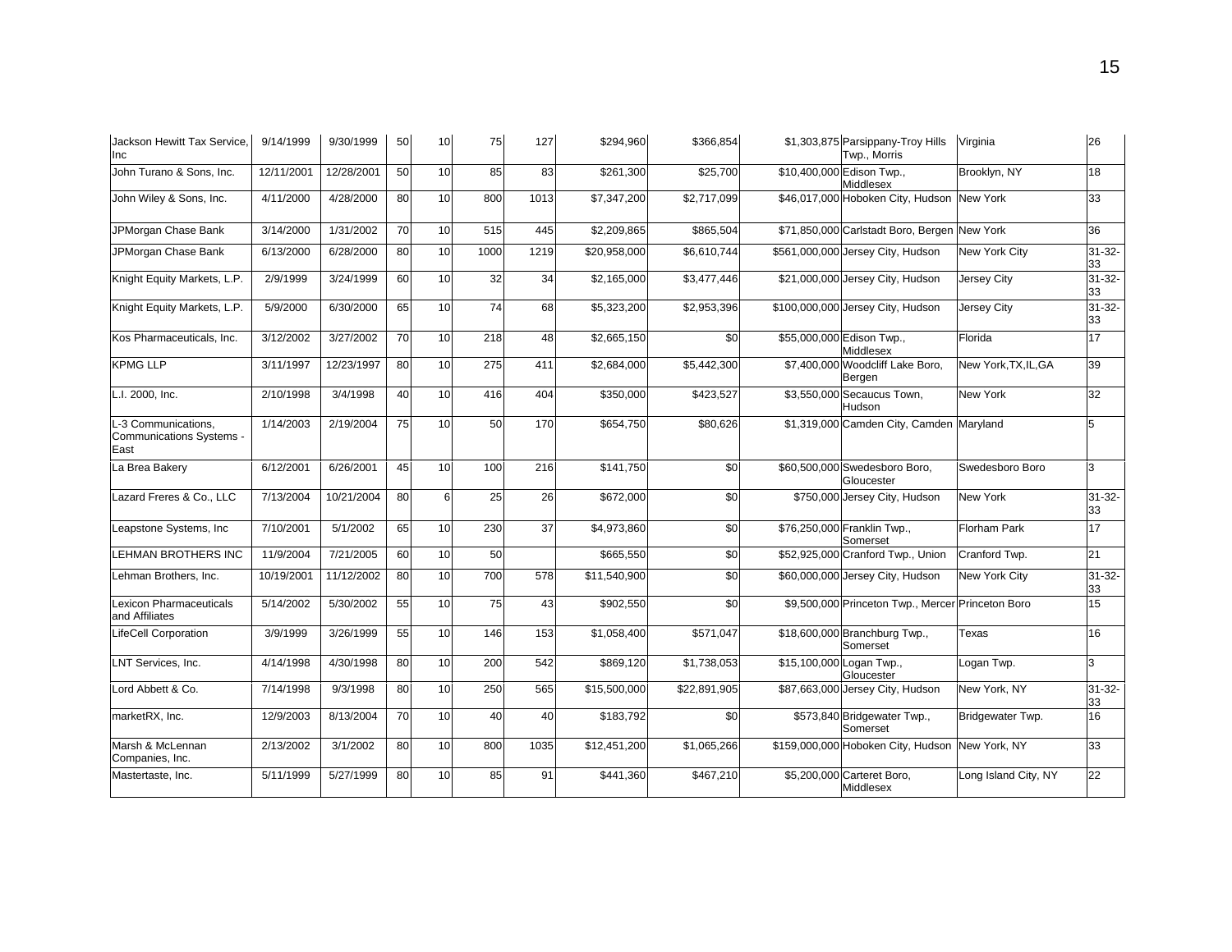| | | | | | | | | | | | | |
|---|---|---|---|---|---|---|---|---|---|---|---|---|
| Jackson Hewitt Tax Service, Inc | 9/14/1999 | 9/30/1999 | 50 | 10 | 75 | 127 | $294,960 | $366,854 | $1,303,875 | Parsippany-Troy Hills Twp., Morris | Virginia | 26 |
| John Turano & Sons, Inc. | 12/11/2001 | 12/28/2001 | 50 | 10 | 85 | 83 | $261,300 | $25,700 | $10,400,000 | Edison Twp., Middlesex | Brooklyn, NY | 18 |
| John Wiley & Sons, Inc. | 4/11/2000 | 4/28/2000 | 80 | 10 | 800 | 1013 | $7,347,200 | $2,717,099 | $46,017,000 | Hoboken City, Hudson | New York | 33 |
| JPMorgan Chase Bank | 3/14/2000 | 1/31/2002 | 70 | 10 | 515 | 445 | $2,209,865 | $865,504 | $71,850,000 | Carlstadt Boro, Bergen | New York | 36 |
| JPMorgan Chase Bank | 6/13/2000 | 6/28/2000 | 80 | 10 | 1000 | 1219 | $20,958,000 | $6,610,744 | $561,000,000 | Jersey City, Hudson | New York City | 31-32-33 |
| Knight Equity Markets, L.P. | 2/9/1999 | 3/24/1999 | 60 | 10 | 32 | 34 | $2,165,000 | $3,477,446 | $21,000,000 | Jersey City, Hudson | Jersey City | 31-32-33 |
| Knight Equity Markets, L.P. | 5/9/2000 | 6/30/2000 | 65 | 10 | 74 | 68 | $5,323,200 | $2,953,396 | $100,000,000 | Jersey City, Hudson | Jersey City | 31-32-33 |
| Kos Pharmaceuticals, Inc. | 3/12/2002 | 3/27/2002 | 70 | 10 | 218 | 48 | $2,665,150 | $0 | $55,000,000 | Edison Twp., Middlesex | Florida | 17 |
| KPMG LLP | 3/11/1997 | 12/23/1997 | 80 | 10 | 275 | 411 | $2,684,000 | $5,442,300 | $7,400,000 | Woodcliff Lake Boro, Bergen | New York,TX,IL,GA | 39 |
| L.I. 2000, Inc. | 2/10/1998 | 3/4/1998 | 40 | 10 | 416 | 404 | $350,000 | $423,527 | $3,550,000 | Secaucus Town, Hudson | New York | 32 |
| L-3 Communications, Communications Systems - East | 1/14/2003 | 2/19/2004 | 75 | 10 | 50 | 170 | $654,750 | $80,626 | $1,319,000 | Camden City, Camden | Maryland | 5 |
| La Brea Bakery | 6/12/2001 | 6/26/2001 | 45 | 10 | 100 | 216 | $141,750 | $0 | $60,500,000 | Swedesboro Boro, Gloucester | Swedesboro Boro | 3 |
| Lazard Freres & Co., LLC | 7/13/2004 | 10/21/2004 | 80 | 6 | 25 | 26 | $672,000 | $0 | $750,000 | Jersey City, Hudson | New York | 31-32-33 |
| Leapstone Systems, Inc | 7/10/2001 | 5/1/2002 | 65 | 10 | 230 | 37 | $4,973,860 | $0 | $76,250,000 | Franklin Twp., Somerset | Florham Park | 17 |
| LEHMAN BROTHERS INC | 11/9/2004 | 7/21/2005 | 60 | 10 | 50 | | $665,550 | $0 | $52,925,000 | Cranford Twp., Union | Cranford Twp. | 21 |
| Lehman Brothers, Inc. | 10/19/2001 | 11/12/2002 | 80 | 10 | 700 | 578 | $11,540,900 | $0 | $60,000,000 | Jersey City, Hudson | New York City | 31-32-33 |
| Lexicon Pharmaceuticals and Affiliates | 5/14/2002 | 5/30/2002 | 55 | 10 | 75 | 43 | $902,550 | $0 | $9,500,000 | Princeton Twp., Mercer | Princeton Boro | 15 |
| LifeCell Corporation | 3/9/1999 | 3/26/1999 | 55 | 10 | 146 | 153 | $1,058,400 | $571,047 | $18,600,000 | Branchburg Twp., Somerset | Texas | 16 |
| LNT Services, Inc. | 4/14/1998 | 4/30/1998 | 80 | 10 | 200 | 542 | $869,120 | $1,738,053 | $15,100,000 | Logan Twp., Gloucester | Logan Twp. | 3 |
| Lord Abbett & Co. | 7/14/1998 | 9/3/1998 | 80 | 10 | 250 | 565 | $15,500,000 | $22,891,905 | $87,663,000 | Jersey City, Hudson | New York, NY | 31-32-33 |
| marketRX, Inc. | 12/9/2003 | 8/13/2004 | 70 | 10 | 40 | 40 | $183,792 | $0 | $573,840 | Bridgewater Twp., Somerset | Bridgewater Twp. | 16 |
| Marsh & McLennan Companies, Inc. | 2/13/2002 | 3/1/2002 | 80 | 10 | 800 | 1035 | $12,451,200 | $1,065,266 | $159,000,000 | Hoboken City, Hudson | New York, NY | 33 |
| Mastertaste, Inc. | 5/11/1999 | 5/27/1999 | 80 | 10 | 85 | 91 | $441,360 | $467,210 | $5,200,000 | Carteret Boro, Middlesex | Long Island City, NY | 22 |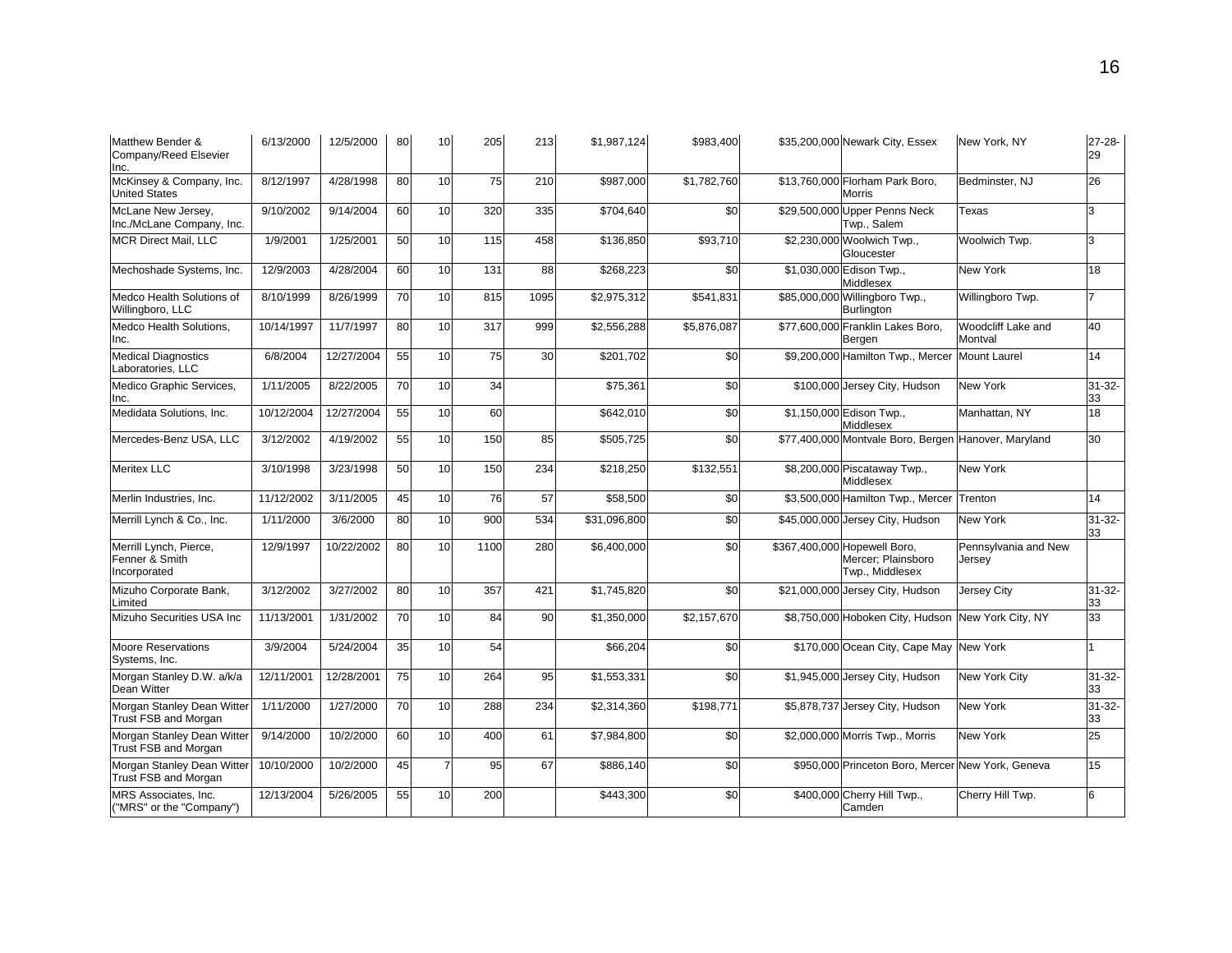| | | | | | | | | | | | |
|---|---|---|---|---|---|---|---|---|---|---|---|
| Matthew Bender & Company/Reed Elsevier Inc. | 6/13/2000 | 12/5/2000 | 80 | 10 | 205 | 213 | $1,987,124 | $983,400 | $35,200,000 Newark City, Essex | New York, NY | 27-28-29 |
| McKinsey & Company, Inc. United States | 8/12/1997 | 4/28/1998 | 80 | 10 | 75 | 210 | $987,000 | $1,782,760 | $13,760,000 Florham Park Boro, Morris | Bedminster, NJ | 26 |
| McLane New Jersey, Inc./McLane Company, Inc. | 9/10/2002 | 9/14/2004 | 60 | 10 | 320 | 335 | $704,640 | $0 | $29,500,000 Upper Penns Neck Twp., Salem | Texas | 3 |
| MCR Direct Mail, LLC | 1/9/2001 | 1/25/2001 | 50 | 10 | 115 | 458 | $136,850 | $93,710 | $2,230,000 Woolwich Twp., Gloucester | Woolwich Twp. | 3 |
| Mechoshade Systems, Inc. | 12/9/2003 | 4/28/2004 | 60 | 10 | 131 | 88 | $268,223 | $0 | $1,030,000 Edison Twp., Middlesex | New York | 18 |
| Medco Health Solutions of Willingboro, LLC | 8/10/1999 | 8/26/1999 | 70 | 10 | 815 | 1095 | $2,975,312 | $541,831 | $85,000,000 Willingboro Twp., Burlington | Willingboro Twp. | 7 |
| Medco Health Solutions, Inc. | 10/14/1997 | 11/7/1997 | 80 | 10 | 317 | 999 | $2,556,288 | $5,876,087 | $77,600,000 Franklin Lakes Boro, Bergen | Woodcliff Lake and Montval | 40 |
| Medical Diagnostics Laboratories, LLC | 6/8/2004 | 12/27/2004 | 55 | 10 | 75 | 30 | $201,702 | $0 | $9,200,000 Hamilton Twp., Mercer | Mount Laurel | 14 |
| Medico Graphic Services, Inc. | 1/11/2005 | 8/22/2005 | 70 | 10 | 34 | | $75,361 | $0 | $100,000 Jersey City, Hudson | New York | 31-32-33 |
| Medidata Solutions, Inc. | 10/12/2004 | 12/27/2004 | 55 | 10 | 60 | | $642,010 | $0 | $1,150,000 Edison Twp., Middlesex | Manhattan, NY | 18 |
| Mercedes-Benz USA, LLC | 3/12/2002 | 4/19/2002 | 55 | 10 | 150 | 85 | $505,725 | $0 | $77,400,000 Montvale Boro, Bergen | Hanover, Maryland | 30 |
| Meritex LLC | 3/10/1998 | 3/23/1998 | 50 | 10 | 150 | 234 | $218,250 | $132,551 | $8,200,000 Piscataway Twp., Middlesex | New York | |
| Merlin Industries, Inc. | 11/12/2002 | 3/11/2005 | 45 | 10 | 76 | 57 | $58,500 | $0 | $3,500,000 Hamilton Twp., Mercer | Trenton | 14 |
| Merrill Lynch & Co., Inc. | 1/11/2000 | 3/6/2000 | 80 | 10 | 900 | 534 | $31,096,800 | $0 | $45,000,000 Jersey City, Hudson | New York | 31-32-33 |
| Merrill Lynch, Pierce, Fenner & Smith Incorporated | 12/9/1997 | 10/22/2002 | 80 | 10 | 1100 | 280 | $6,400,000 | $0 | $367,400,000 Hopewell Boro, Mercer; Plainsboro Twp., Middlesex | Pennsylvania and New Jersey | |
| Mizuho Corporate Bank, Limited | 3/12/2002 | 3/27/2002 | 80 | 10 | 357 | 421 | $1,745,820 | $0 | $21,000,000 Jersey City, Hudson | Jersey City | 31-32-33 |
| Mizuho Securities USA Inc | 11/13/2001 | 1/31/2002 | 70 | 10 | 84 | 90 | $1,350,000 | $2,157,670 | $8,750,000 Hoboken City, Hudson | New York City, NY | 33 |
| Moore Reservations Systems, Inc. | 3/9/2004 | 5/24/2004 | 35 | 10 | 54 | | $66,204 | $0 | $170,000 Ocean City, Cape May | New York | 1 |
| Morgan Stanley D.W. a/k/a Dean Witter | 12/11/2001 | 12/28/2001 | 75 | 10 | 264 | 95 | $1,553,331 | $0 | $1,945,000 Jersey City, Hudson | New York City | 31-32-33 |
| Morgan Stanley Dean Witter Trust FSB and Morgan | 1/11/2000 | 1/27/2000 | 70 | 10 | 288 | 234 | $2,314,360 | $198,771 | $5,878,737 Jersey City, Hudson | New York | 31-32-33 |
| Morgan Stanley Dean Witter Trust FSB and Morgan | 9/14/2000 | 10/2/2000 | 60 | 10 | 400 | 61 | $7,984,800 | $0 | $2,000,000 Morris Twp., Morris | New York | 25 |
| Morgan Stanley Dean Witter Trust FSB and Morgan | 10/10/2000 | 10/2/2000 | 45 | 7 | 95 | 67 | $886,140 | $0 | $950,000 Princeton Boro, Mercer | New York, Geneva | 15 |
| MRS Associates, Inc. ("MRS" or the "Company") | 12/13/2004 | 5/26/2005 | 55 | 10 | 200 | | $443,300 | $0 | $400,000 Cherry Hill Twp., Camden | Cherry Hill Twp. | 6 |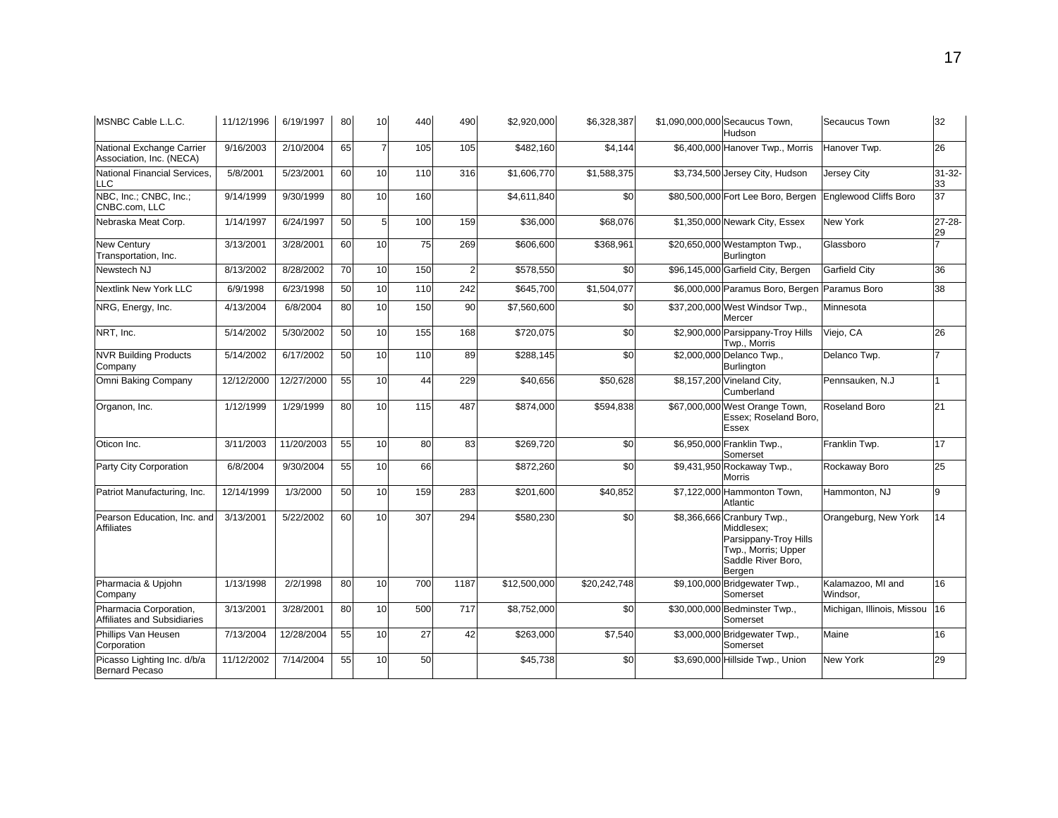| | | | | | | | | | | | | |
|---|---|---|---|---|---|---|---|---|---|---|---|---|
| MSNBC Cable L.L.C. | 11/12/1996 | 6/19/1997 | 80 | 10 | 440 | 490 | $2,920,000 | $6,328,387 | $1,090,000,000 | Secaucus Town, Hudson | Secaucus Town | 32 |
| National Exchange Carrier Association, Inc. (NECA) | 9/16/2003 | 2/10/2004 | 65 | 7 | 105 | 105 | $482,160 | $4,144 | $6,400,000 | Hanover Twp., Morris | Hanover Twp. | 26 |
| National Financial Services, LLC | 5/8/2001 | 5/23/2001 | 60 | 10 | 110 | 316 | $1,606,770 | $1,588,375 | $3,734,500 | Jersey City, Hudson | Jersey City | 31-32-33 |
| NBC, Inc.; CNBC, Inc.; CNBC.com, LLC | 9/14/1999 | 9/30/1999 | 80 | 10 | 160 | | $4,611,840 | $0 | $80,500,000 | Fort Lee Boro, Bergen | Englewood Cliffs Boro | 37 |
| Nebraska Meat Corp. | 1/14/1997 | 6/24/1997 | 50 | 5 | 100 | 159 | $36,000 | $68,076 | $1,350,000 | Newark City, Essex | New York | 27-28-29 |
| New Century Transportation, Inc. | 3/13/2001 | 3/28/2001 | 60 | 10 | 75 | 269 | $606,600 | $368,961 | $20,650,000 | Westampton Twp., Burlington | Glassboro | 7 |
| Newstech NJ | 8/13/2002 | 8/28/2002 | 70 | 10 | 150 | 2 | $578,550 | $0 | $96,145,000 | Garfield City, Bergen | Garfield City | 36 |
| Nextlink New York LLC | 6/9/1998 | 6/23/1998 | 50 | 10 | 110 | 242 | $645,700 | $1,504,077 | $6,000,000 | Paramus Boro, Bergen | Paramus Boro | 38 |
| NRG, Energy, Inc. | 4/13/2004 | 6/8/2004 | 80 | 10 | 150 | 90 | $7,560,600 | $0 | $37,200,000 | West Windsor Twp., Mercer | Minnesota | |
| NRT, Inc. | 5/14/2002 | 5/30/2002 | 50 | 10 | 155 | 168 | $720,075 | $0 | $2,900,000 | Parsippany-Troy Hills Twp., Morris | Viejo, CA | 26 |
| NVR Building Products Company | 5/14/2002 | 6/17/2002 | 50 | 10 | 110 | 89 | $288,145 | $0 | $2,000,000 | Delanco Twp., Burlington | Delanco Twp. | 7 |
| Omni Baking Company | 12/12/2000 | 12/27/2000 | 55 | 10 | 44 | 229 | $40,656 | $50,628 | $8,157,200 | Vineland City, Cumberland | Pennsauken, N.J | 1 |
| Organon, Inc. | 1/12/1999 | 1/29/1999 | 80 | 10 | 115 | 487 | $874,000 | $594,838 | $67,000,000 | West Orange Town, Essex; Roseland Boro, Essex | Roseland Boro | 21 |
| Oticon Inc. | 3/11/2003 | 11/20/2003 | 55 | 10 | 80 | 83 | $269,720 | $0 | $6,950,000 | Franklin Twp., Somerset | Franklin Twp. | 17 |
| Party City Corporation | 6/8/2004 | 9/30/2004 | 55 | 10 | 66 | | $872,260 | $0 | $9,431,950 | Rockaway Twp., Morris | Rockaway Boro | 25 |
| Patriot Manufacturing, Inc. | 12/14/1999 | 1/3/2000 | 50 | 10 | 159 | 283 | $201,600 | $40,852 | $7,122,000 | Hammonton Town, Atlantic | Hammonton, NJ | 9 |
| Pearson Education, Inc. and Affiliates | 3/13/2001 | 5/22/2002 | 60 | 10 | 307 | 294 | $580,230 | $0 | $8,366,666 | Cranbury Twp., Middlesex; Parsippany-Troy Hills Twp., Morris; Upper Saddle River Boro, Bergen | Orangeburg, New York | 14 |
| Pharmacia & Upjohn Company | 1/13/1998 | 2/2/1998 | 80 | 10 | 700 | 1187 | $12,500,000 | $20,242,748 | $9,100,000 | Bridgewater Twp., Somerset | Kalamazoo, MI and Windsor, | 16 |
| Pharmacia Corporation, Affiliates and Subsidiaries | 3/13/2001 | 3/28/2001 | 80 | 10 | 500 | 717 | $8,752,000 | $0 | $30,000,000 | Bedminster Twp., Somerset | Michigan, Illinois, Missou | 16 |
| Phillips Van Heusen Corporation | 7/13/2004 | 12/28/2004 | 55 | 10 | 27 | 42 | $263,000 | $7,540 | $3,000,000 | Bridgewater Twp., Somerset | Maine | 16 |
| Picasso Lighting Inc. d/b/a Bernard Pecaso | 11/12/2002 | 7/14/2004 | 55 | 10 | 50 | | $45,738 | $0 | $3,690,000 | Hillside Twp., Union | New York | 29 |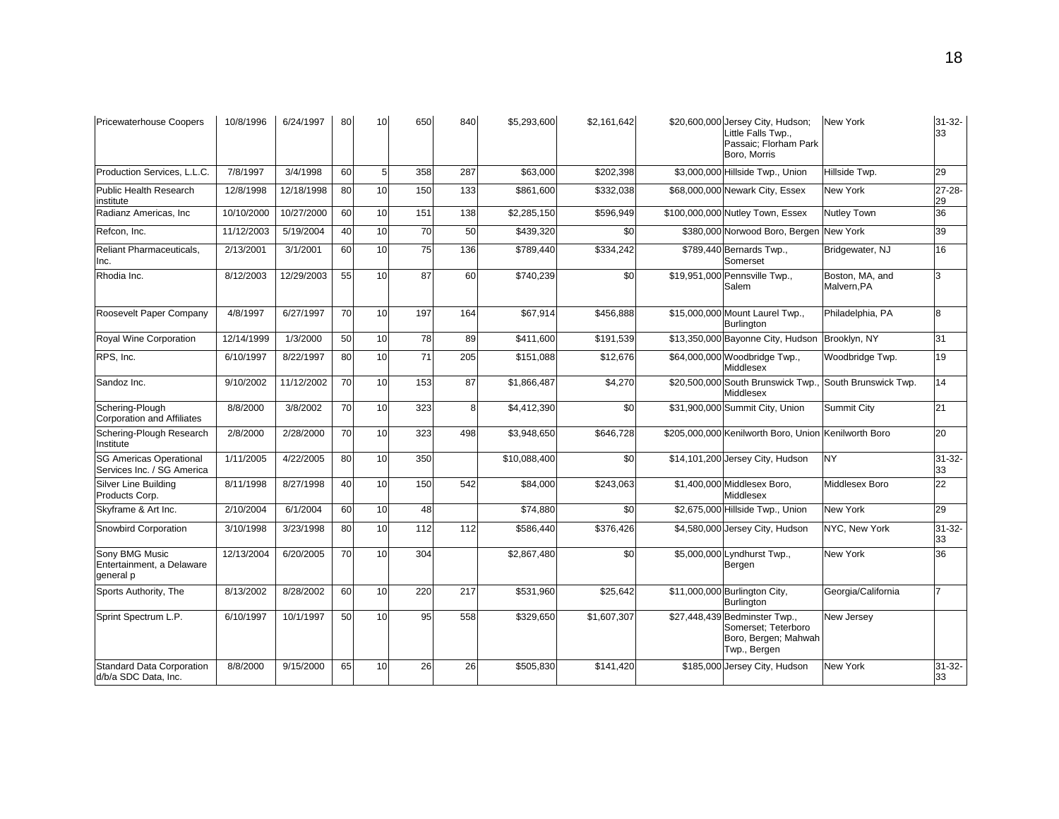| Pricewaterhouse Coopers | 10/8/1996 | 6/24/1997 | 80 | 10 | 650 | 840 | $5,293,600 | $2,161,642 | $20,600,000 | Jersey City, Hudson; Little Falls Twp., Passaic; Florham Park Boro, Morris | New York | 31-32-33 |
|---|---|---|---|---|---|---|---|---|---|---|---|---|
| Production Services, L.L.C. | 7/8/1997 | 3/4/1998 | 60 | 5 | 358 | 287 | $63,000 | $202,398 | $3,000,000 | Hillside Twp., Union | Hillside Twp. | 29 |
| Public Health Research institute | 12/8/1998 | 12/18/1998 | 80 | 10 | 150 | 133 | $861,600 | $332,038 | $68,000,000 | Newark City, Essex | New York | 27-28-29 |
| Radianz Americas, Inc | 10/10/2000 | 10/27/2000 | 60 | 10 | 151 | 138 | $2,285,150 | $596,949 | $100,000,000 | Nutley Town, Essex | Nutley Town | 36 |
| Refcon, Inc. | 11/12/2003 | 5/19/2004 | 40 | 10 | 70 | 50 | $439,320 | $0 | $380,000 | Norwood Boro, Bergen | New York | 39 |
| Reliant Pharmaceuticals, Inc. | 2/13/2001 | 3/1/2001 | 60 | 10 | 75 | 136 | $789,440 | $334,242 | $789,440 | Bernards Twp., Somerset | Bridgewater, NJ | 16 |
| Rhodia Inc. | 8/12/2003 | 12/29/2003 | 55 | 10 | 87 | 60 | $740,239 | $0 | $19,951,000 | Pennsville Twp., Salem | Boston, MA, and Malvern,PA | 3 |
| Roosevelt Paper Company | 4/8/1997 | 6/27/1997 | 70 | 10 | 197 | 164 | $67,914 | $456,888 | $15,000,000 | Mount Laurel Twp., Burlington | Philadelphia, PA | 8 |
| Royal Wine Corporation | 12/14/1999 | 1/3/2000 | 50 | 10 | 78 | 89 | $411,600 | $191,539 | $13,350,000 | Bayonne City, Hudson | Brooklyn, NY | 31 |
| RPS, Inc. | 6/10/1997 | 8/22/1997 | 80 | 10 | 71 | 205 | $151,088 | $12,676 | $64,000,000 | Woodbridge Twp., Middlesex | Woodbridge Twp. | 19 |
| Sandoz Inc. | 9/10/2002 | 11/12/2002 | 70 | 10 | 153 | 87 | $1,866,487 | $4,270 | $20,500,000 | South Brunswick Twp., Middlesex | South Brunswick Twp. | 14 |
| Schering-Plough Corporation and Affiliates | 8/8/2000 | 3/8/2002 | 70 | 10 | 323 | 8 | $4,412,390 | $0 | $31,900,000 | Summit City, Union | Summit City | 21 |
| Schering-Plough Research Institute | 2/8/2000 | 2/28/2000 | 70 | 10 | 323 | 498 | $3,948,650 | $646,728 | $205,000,000 | Kenilworth Boro, Union | Kenilworth Boro | 20 |
| SG Americas Operational Services Inc. / SG America | 1/11/2005 | 4/22/2005 | 80 | 10 | 350 | | $10,088,400 | $0 | $14,101,200 | Jersey City, Hudson | NY | 31-32-33 |
| Silver Line Building Products Corp. | 8/11/1998 | 8/27/1998 | 40 | 10 | 150 | 542 | $84,000 | $243,063 | $1,400,000 | Middlesex Boro, Middlesex | Middlesex Boro | 22 |
| Skyframe & Art Inc. | 2/10/2004 | 6/1/2004 | 60 | 10 | 48 | | $74,880 | $0 | $2,675,000 | Hillside Twp., Union | New York | 29 |
| Snowbird Corporation | 3/10/1998 | 3/23/1998 | 80 | 10 | 112 | 112 | $586,440 | $376,426 | $4,580,000 | Jersey City, Hudson | NYC, New York | 31-32-33 |
| Sony BMG Music Entertainment, a Delaware general p | 12/13/2004 | 6/20/2005 | 70 | 10 | 304 | | $2,867,480 | $0 | $5,000,000 | Lyndhurst Twp., Bergen | New York | 36 |
| Sports Authority, The | 8/13/2002 | 8/28/2002 | 60 | 10 | 220 | 217 | $531,960 | $25,642 | $11,000,000 | Burlington City, Burlington | Georgia/California | 7 |
| Sprint Spectrum L.P. | 6/10/1997 | 10/1/1997 | 50 | 10 | 95 | 558 | $329,650 | $1,607,307 | $27,448,439 | Bedminster Twp., Somerset; Teterboro Boro, Bergen; Mahwah Twp., Bergen | New Jersey | |
| Standard Data Corporation d/b/a SDC Data, Inc. | 8/8/2000 | 9/15/2000 | 65 | 10 | 26 | 26 | $505,830 | $141,420 | $185,000 | Jersey City, Hudson | New York | 31-32-33 |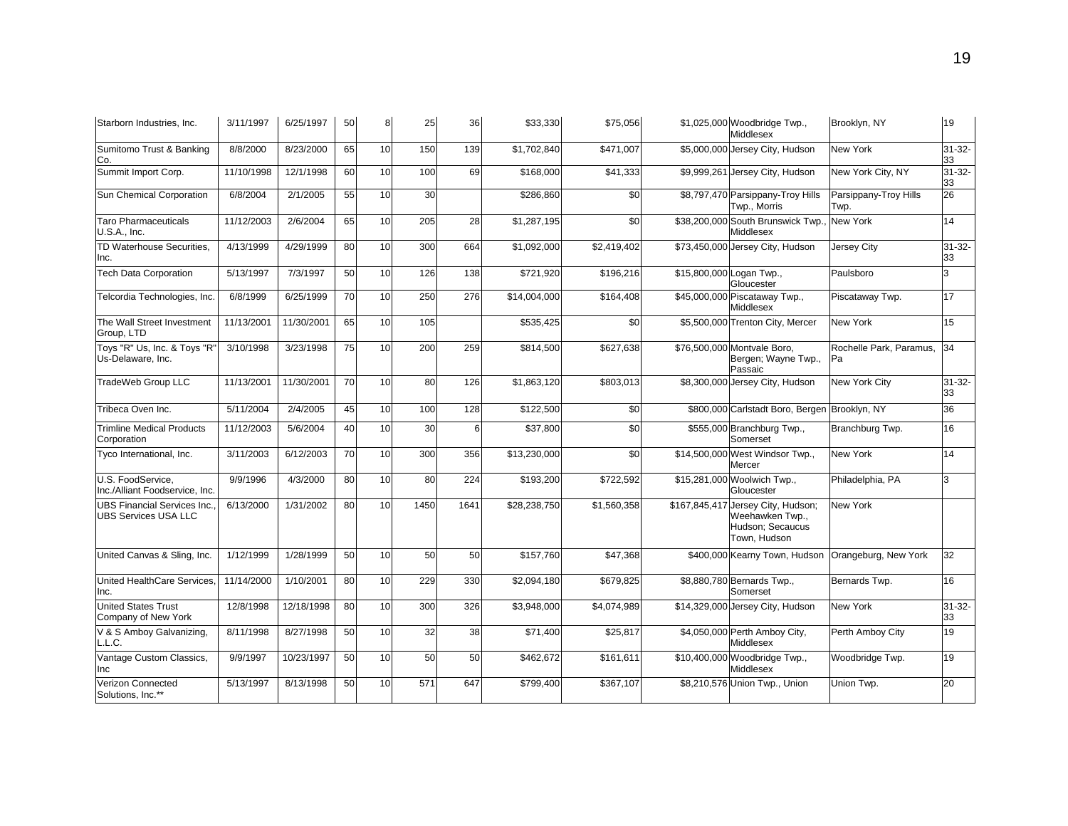| | | | | | | | | | | | | |
|---|---|---|---|---|---|---|---|---|---|---|---|---|
| Starborn Industries, Inc. | 3/11/1997 | 6/25/1997 | 50 | 8 | 25 | 36 | $33,330 | $75,056 | $1,025,000 | Woodbridge Twp., Middlesex | Brooklyn, NY | 19 |
| Sumitomo Trust & Banking Co. | 8/8/2000 | 8/23/2000 | 65 | 10 | 150 | 139 | $1,702,840 | $471,007 | $5,000,000 | Jersey City, Hudson | New York | 31-32-33 |
| Summit Import Corp. | 11/10/1998 | 12/1/1998 | 60 | 10 | 100 | 69 | $168,000 | $41,333 | $9,999,261 | Jersey City, Hudson | New York City, NY | 31-32-33 |
| Sun Chemical Corporation | 6/8/2004 | 2/1/2005 | 55 | 10 | 30 | | $286,860 | $0 | $8,797,470 | Parsippany-Troy Hills Twp., Morris | Parsippany-Troy Hills Twp. | 26 |
| Taro Pharmaceuticals U.S.A., Inc. | 11/12/2003 | 2/6/2004 | 65 | 10 | 205 | 28 | $1,287,195 | $0 | $38,200,000 | South Brunswick Twp., Middlesex | New York | 14 |
| TD Waterhouse Securities, Inc. | 4/13/1999 | 4/29/1999 | 80 | 10 | 300 | 664 | $1,092,000 | $2,419,402 | $73,450,000 | Jersey City, Hudson | Jersey City | 31-32-33 |
| Tech Data Corporation | 5/13/1997 | 7/3/1997 | 50 | 10 | 126 | 138 | $721,920 | $196,216 | $15,800,000 | Logan Twp., Gloucester | Paulsboro | 3 |
| Telcordia Technologies, Inc. | 6/8/1999 | 6/25/1999 | 70 | 10 | 250 | 276 | $14,004,000 | $164,408 | $45,000,000 | Piscataway Twp., Middlesex | Piscataway Twp. | 17 |
| The Wall Street Investment Group, LTD | 11/13/2001 | 11/30/2001 | 65 | 10 | 105 | | $535,425 | $0 | $5,500,000 | Trenton City, Mercer | New York | 15 |
| Toys "R" Us, Inc. & Toys "R" Us-Delaware, Inc. | 3/10/1998 | 3/23/1998 | 75 | 10 | 200 | 259 | $814,500 | $627,638 | $76,500,000 | Montvale Boro, Bergen; Wayne Twp., Passaic | Rochelle Park, Paramus, Pa | 34 |
| TradeWeb Group LLC | 11/13/2001 | 11/30/2001 | 70 | 10 | 80 | 126 | $1,863,120 | $803,013 | $8,300,000 | Jersey City, Hudson | New York City | 31-32-33 |
| Tribeca Oven Inc. | 5/11/2004 | 2/4/2005 | 45 | 10 | 100 | 128 | $122,500 | $0 | $800,000 | Carlstadt Boro, Bergen | Brooklyn, NY | 36 |
| Trimline Medical Products Corporation | 11/12/2003 | 5/6/2004 | 40 | 10 | 30 | 6 | $37,800 | $0 | $555,000 | Branchburg Twp., Somerset | Branchburg Twp. | 16 |
| Tyco International, Inc. | 3/11/2003 | 6/12/2003 | 70 | 10 | 300 | 356 | $13,230,000 | $0 | $14,500,000 | West Windsor Twp., Mercer | New York | 14 |
| U.S. FoodService, Inc./Alliant Foodservice, Inc. | 9/9/1996 | 4/3/2000 | 80 | 10 | 80 | 224 | $193,200 | $722,592 | $15,281,000 | Woolwich Twp., Gloucester | Philadelphia, PA | 3 |
| UBS Financial Services Inc., UBS Services USA LLC | 6/13/2000 | 1/31/2002 | 80 | 10 | 1450 | 1641 | $28,238,750 | $1,560,358 | $167,845,417 | Jersey City, Hudson; Weehawken Twp., Hudson; Secaucus Town, Hudson | New York | |
| United Canvas & Sling, Inc. | 1/12/1999 | 1/28/1999 | 50 | 10 | 50 | 50 | $157,760 | $47,368 | $400,000 | Kearny Town, Hudson | Orangeburg, New York | 32 |
| United HealthCare Services, Inc. | 11/14/2000 | 1/10/2001 | 80 | 10 | 229 | 330 | $2,094,180 | $679,825 | $8,880,780 | Bernards Twp., Somerset | Bernards Twp. | 16 |
| United States Trust Company of New York | 12/8/1998 | 12/18/1998 | 80 | 10 | 300 | 326 | $3,948,000 | $4,074,989 | $14,329,000 | Jersey City, Hudson | New York | 31-32-33 |
| V & S Amboy Galvanizing, L.L.C. | 8/11/1998 | 8/27/1998 | 50 | 10 | 32 | 38 | $71,400 | $25,817 | $4,050,000 | Perth Amboy City, Middlesex | Perth Amboy City | 19 |
| Vantage Custom Classics, Inc | 9/9/1997 | 10/23/1997 | 50 | 10 | 50 | 50 | $462,672 | $161,611 | $10,400,000 | Woodbridge Twp., Middlesex | Woodbridge Twp. | 19 |
| Verizon Connected Solutions, Inc.** | 5/13/1997 | 8/13/1998 | 50 | 10 | 571 | 647 | $799,400 | $367,107 | $8,210,576 | Union Twp., Union | Union Twp. | 20 |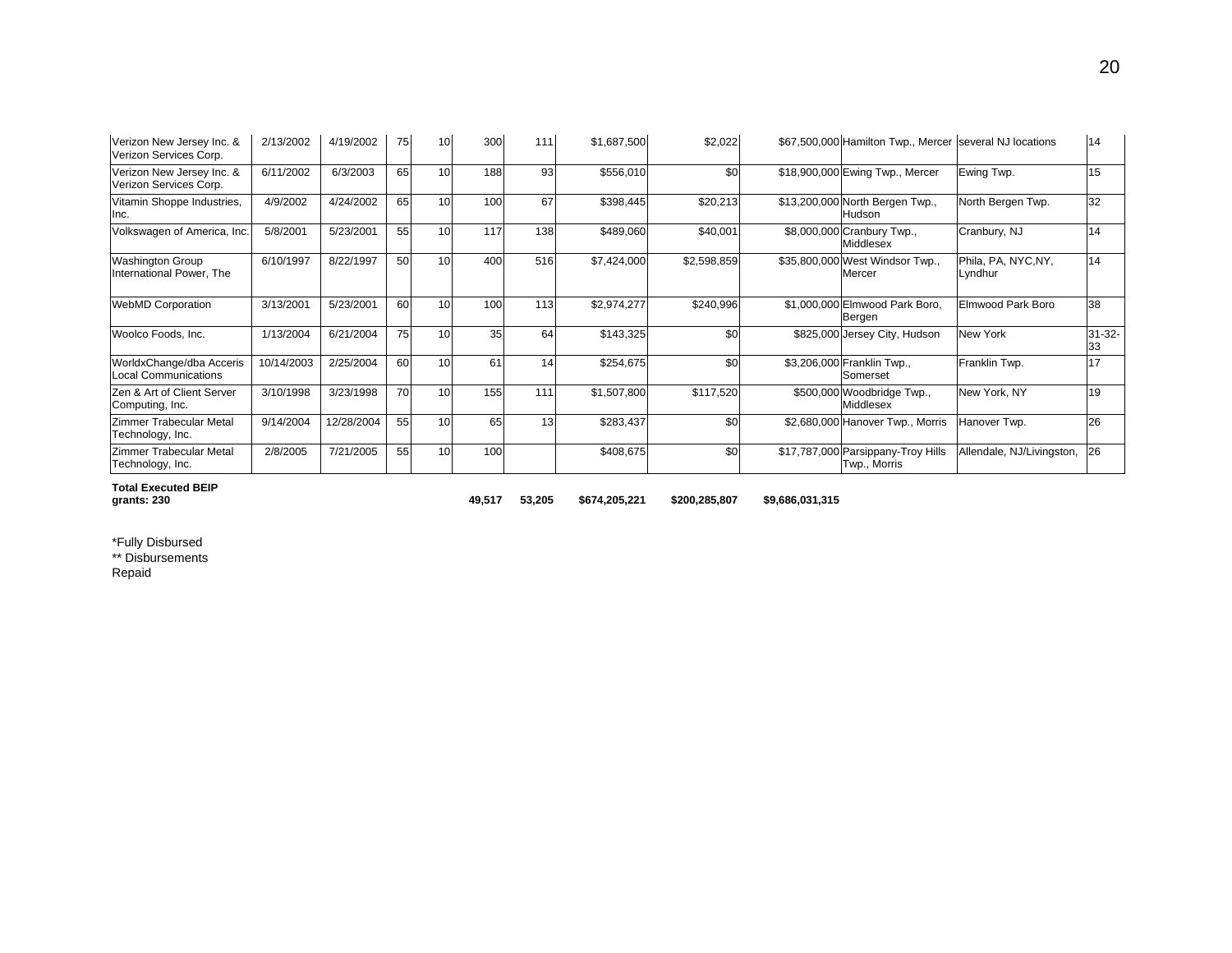| | | | | | | | | | | | | |
|---|---|---|---|---|---|---|---|---|---|---|---|---|
| Verizon New Jersey Inc. & Verizon Services Corp. | 2/13/2002 | 4/19/2002 | 75 | 10 | 300 | 111 | $1,687,500 | $2,022 | $67,500,000 | Hamilton Twp., Mercer | several NJ locations | 14 |
| Verizon New Jersey Inc. & Verizon Services Corp. | 6/11/2002 | 6/3/2003 | 65 | 10 | 188 | 93 | $556,010 | $0 | $18,900,000 | Ewing Twp., Mercer | Ewing Twp. | 15 |
| Vitamin Shoppe Industries, Inc. | 4/9/2002 | 4/24/2002 | 65 | 10 | 100 | 67 | $398,445 | $20,213 | $13,200,000 | North Bergen Twp., Hudson | North Bergen Twp. | 32 |
| Volkswagen of America, Inc. | 5/8/2001 | 5/23/2001 | 55 | 10 | 117 | 138 | $489,060 | $40,001 | $8,000,000 | Cranbury Twp., Middlesex | Cranbury, NJ | 14 |
| Washington Group International Power, The | 6/10/1997 | 8/22/1997 | 50 | 10 | 400 | 516 | $7,424,000 | $2,598,859 | $35,800,000 | West Windsor Twp., Mercer | Phila, PA, NYC,NY, Lyndhur | 14 |
| WebMD Corporation | 3/13/2001 | 5/23/2001 | 60 | 10 | 100 | 113 | $2,974,277 | $240,996 | $1,000,000 | Elmwood Park Boro, Bergen | Elmwood Park Boro | 38 |
| Woolco Foods, Inc. | 1/13/2004 | 6/21/2004 | 75 | 10 | 35 | 64 | $143,325 | $0 | $825,000 | Jersey City, Hudson | New York | 31-32-33 |
| WorldxChange/dba Acceris Local Communications | 10/14/2003 | 2/25/2004 | 60 | 10 | 61 | 14 | $254,675 | $0 | $3,206,000 | Franklin Twp., Somerset | Franklin Twp. | 17 |
| Zen & Art of Client Server Computing, Inc. | 3/10/1998 | 3/23/1998 | 70 | 10 | 155 | 111 | $1,507,800 | $117,520 | $500,000 | Woodbridge Twp., Middlesex | New York, NY | 19 |
| Zimmer Trabecular Metal Technology, Inc. | 9/14/2004 | 12/28/2004 | 55 | 10 | 65 | 13 | $283,437 | $0 | $2,680,000 | Hanover Twp., Morris | Hanover Twp. | 26 |
| Zimmer Trabecular Metal Technology, Inc. | 2/8/2005 | 7/21/2005 | 55 | 10 | 100 | | $408,675 | $0 | $17,787,000 | Parsippany-Troy Hills Twp., Morris | Allendale, NJ/Livingston, | 26 |
| **Total Executed BEIP grants: 230** | | | | | **49,517** | **53,205** | **$674,205,221** | **$200,285,807** | **$9,686,031,315** | | | |

*Fully Disbursed
** Disbursements Repaid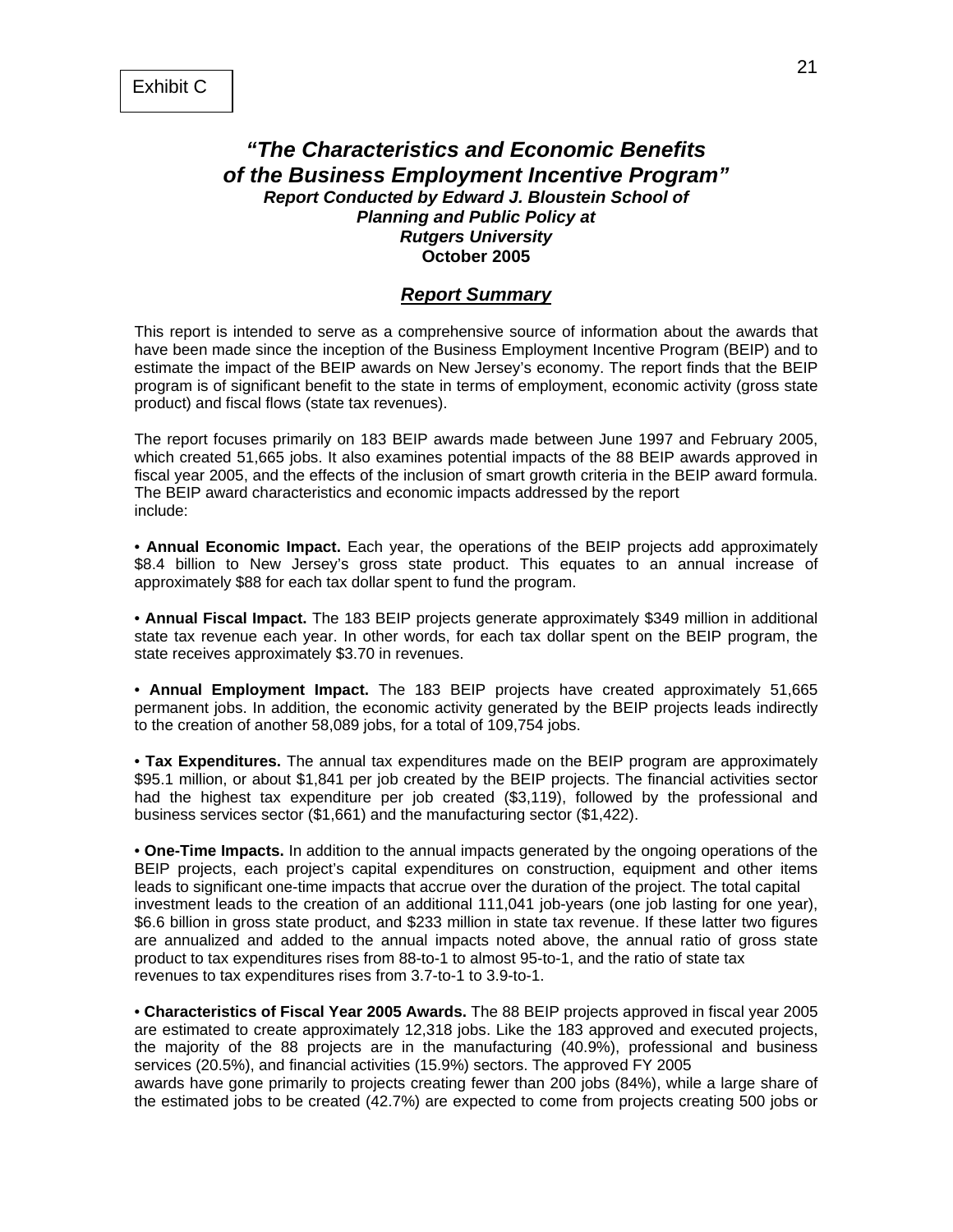Exhibit C

## *"The Characteristics and Economic Benefits of the Business Employment Incentive Program"*

***Report Conducted by Edward J. Bloustein School of Planning and Public Policy at Rutgers University***

**October 2005**

### ***Report Summary***

This report is intended to serve as a comprehensive source of information about the awards that have been made since the inception of the Business Employment Incentive Program (BEIP) and to estimate the impact of the BEIP awards on New Jersey's economy. The report finds that the BEIP program is of significant benefit to the state in terms of employment, economic activity (gross state product) and fiscal flows (state tax revenues).

The report focuses primarily on 183 BEIP awards made between June 1997 and February 2005, which created 51,665 jobs. It also examines potential impacts of the 88 BEIP awards approved in fiscal year 2005, and the effects of the inclusion of smart growth criteria in the BEIP award formula. The BEIP award characteristics and economic impacts addressed by the report include:

• **Annual Economic Impact.** Each year, the operations of the BEIP projects add approximately $8.4 billion to New Jersey's gross state product. This equates to an annual increase of approximately $88 for each tax dollar spent to fund the program.

• **Annual Fiscal Impact.** The 183 BEIP projects generate approximately $349 million in additional state tax revenue each year. In other words, for each tax dollar spent on the BEIP program, the state receives approximately $3.70 in revenues.

• **Annual Employment Impact.** The 183 BEIP projects have created approximately 51,665 permanent jobs. In addition, the economic activity generated by the BEIP projects leads indirectly to the creation of another 58,089 jobs, for a total of 109,754 jobs.

• **Tax Expenditures.** The annual tax expenditures made on the BEIP program are approximately $95.1 million, or about $1,841 per job created by the BEIP projects. The financial activities sector had the highest tax expenditure per job created ($3,119), followed by the professional and business services sector ($1,661) and the manufacturing sector ($1,422).

• **One-Time Impacts.** In addition to the annual impacts generated by the ongoing operations of the BEIP projects, each project's capital expenditures on construction, equipment and other items leads to significant one-time impacts that accrue over the duration of the project. The total capital investment leads to the creation of an additional 111,041 job-years (one job lasting for one year), $6.6 billion in gross state product, and $233 million in state tax revenue. If these latter two figures are annualized and added to the annual impacts noted above, the annual ratio of gross state product to tax expenditures rises from 88-to-1 to almost 95-to-1, and the ratio of state tax revenues to tax expenditures rises from 3.7-to-1 to 3.9-to-1.

• **Characteristics of Fiscal Year 2005 Awards.** The 88 BEIP projects approved in fiscal year 2005 are estimated to create approximately 12,318 jobs. Like the 183 approved and executed projects, the majority of the 88 projects are in the manufacturing (40.9%), professional and business services (20.5%), and financial activities (15.9%) sectors. The approved FY 2005 awards have gone primarily to projects creating fewer than 200 jobs (84%), while a large share of the estimated jobs to be created (42.7%) are expected to come from projects creating 500 jobs or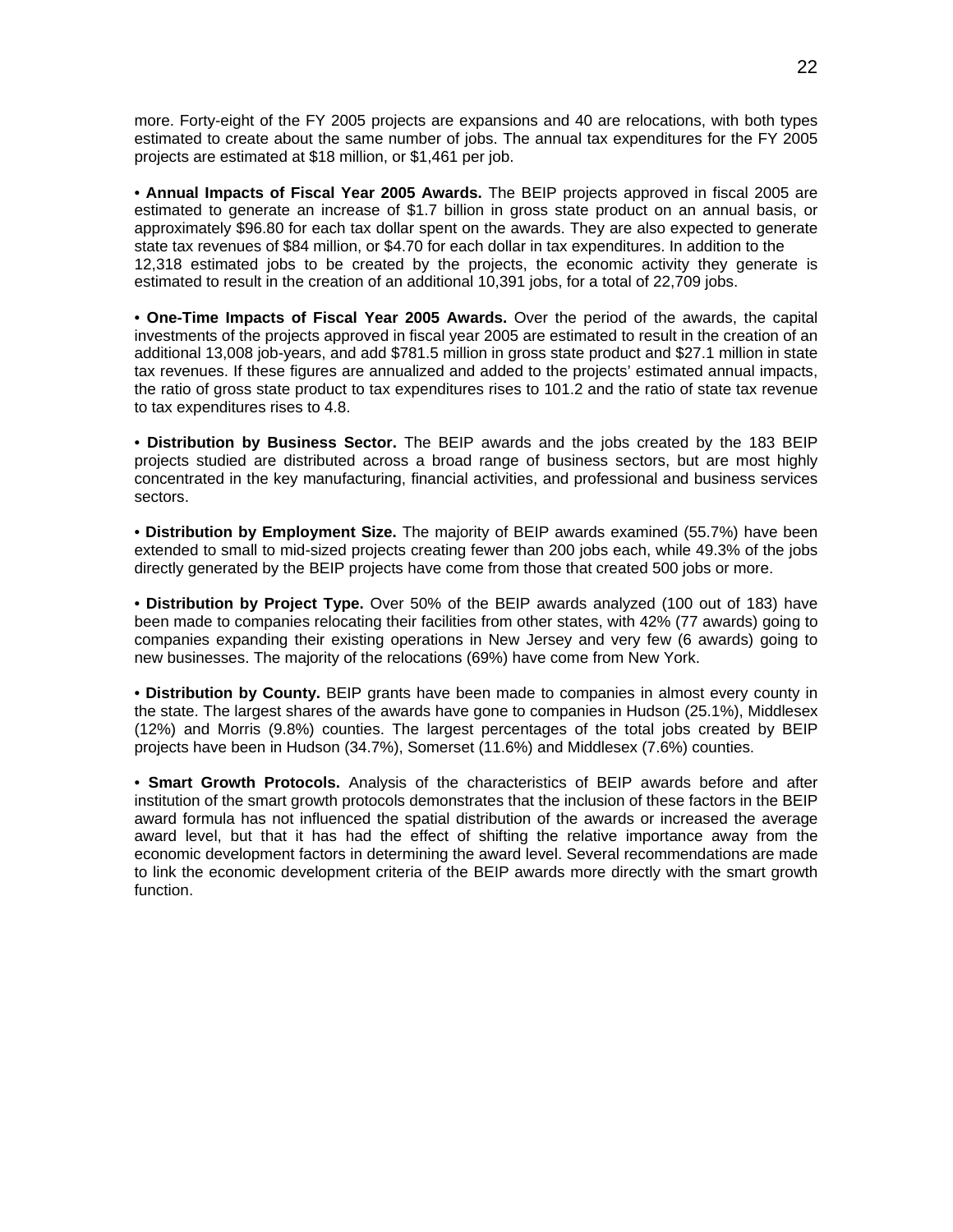more. Forty-eight of the FY 2005 projects are expansions and 40 are relocations, with both types estimated to create about the same number of jobs. The annual tax expenditures for the FY 2005 projects are estimated at $18 million, or $1,461 per job.

• **Annual Impacts of Fiscal Year 2005 Awards.** The BEIP projects approved in fiscal 2005 are estimated to generate an increase of $1.7 billion in gross state product on an annual basis, or approximately $96.80 for each tax dollar spent on the awards. They are also expected to generate state tax revenues of $84 million, or $4.70 for each dollar in tax expenditures. In addition to the 12,318 estimated jobs to be created by the projects, the economic activity they generate is estimated to result in the creation of an additional 10,391 jobs, for a total of 22,709 jobs.

• **One-Time Impacts of Fiscal Year 2005 Awards.** Over the period of the awards, the capital investments of the projects approved in fiscal year 2005 are estimated to result in the creation of an additional 13,008 job-years, and add $781.5 million in gross state product and $27.1 million in state tax revenues. If these figures are annualized and added to the projects' estimated annual impacts, the ratio of gross state product to tax expenditures rises to 101.2 and the ratio of state tax revenue to tax expenditures rises to 4.8.

• **Distribution by Business Sector.** The BEIP awards and the jobs created by the 183 BEIP projects studied are distributed across a broad range of business sectors, but are most highly concentrated in the key manufacturing, financial activities, and professional and business services sectors.

• **Distribution by Employment Size.** The majority of BEIP awards examined (55.7%) have been extended to small to mid-sized projects creating fewer than 200 jobs each, while 49.3% of the jobs directly generated by the BEIP projects have come from those that created 500 jobs or more.

• **Distribution by Project Type.** Over 50% of the BEIP awards analyzed (100 out of 183) have been made to companies relocating their facilities from other states, with 42% (77 awards) going to companies expanding their existing operations in New Jersey and very few (6 awards) going to new businesses. The majority of the relocations (69%) have come from New York.

• **Distribution by County.** BEIP grants have been made to companies in almost every county in the state. The largest shares of the awards have gone to companies in Hudson (25.1%), Middlesex (12%) and Morris (9.8%) counties. The largest percentages of the total jobs created by BEIP projects have been in Hudson (34.7%), Somerset (11.6%) and Middlesex (7.6%) counties.

• **Smart Growth Protocols.** Analysis of the characteristics of BEIP awards before and after institution of the smart growth protocols demonstrates that the inclusion of these factors in the BEIP award formula has not influenced the spatial distribution of the awards or increased the average award level, but that it has had the effect of shifting the relative importance away from the economic development factors in determining the award level. Several recommendations are made to link the economic development criteria of the BEIP awards more directly with the smart growth function.